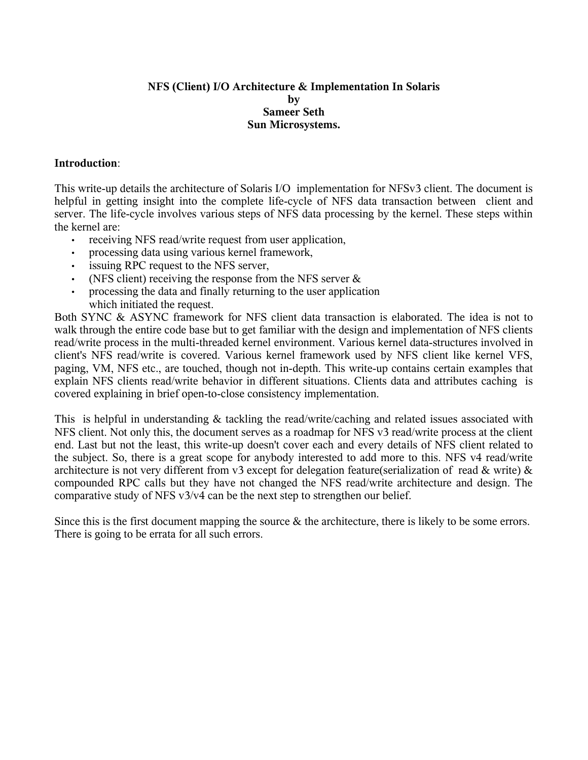# NFS (Client) I/O Architecture & Implementation In Solaris

**by**

**Sameer Seth**

**Sun Microsystems.**

**Introduction**:

This write-up details the architecture of Solaris I/O implementation for NFSv3 client. The document is helpful in getting insight into the complete life-cycle of NFS data transaction between client and server. The life-cycle involves various steps of NFS data processing by the kernel. These steps within the kernel are:

- receiving NFS read/write request from user application,
- processing data using various kernel framework,
- issuing RPC request to the NFS server,
- (NFS client) receiving the response from the NFS server &
- processing the data and finally returning to the user application which initiated the request.

Both SYNC & ASYNC framework for NFS client data transaction is elaborated. The idea is not to walk through the entire code base but to get familiar with the design and implementation of NFS clients read/write process in the multi-threaded kernel environment. Various kernel data-structures involved in client's NFS read/write is covered. Various kernel framework used by NFS client like kernel VFS, paging, VM, NFS etc., are touched, though not in-depth. This write-up contains certain examples that explain NFS clients read/write behavior in different situations. Clients data and attributes caching is covered explaining in brief open-to-close consistency implementation.

This is helpful in understanding & tackling the read/write/caching and related issues associated with NFS client. Not only this, the document serves as a roadmap for NFS v3 read/write process at the client end. Last but not the least, this write-up doesn't cover each and every details of NFS client related to the subject. So, there is a great scope for anybody interested to add more to this. NFS v4 read/write architecture is not very different from v3 except for delegation feature(serialization of read & write) & compounded RPC calls but they have not changed the NFS read/write architecture and design. The comparative study of NFS v3/v4 can be the next step to strengthen our belief.

Since this is the first document mapping the source & the architecture, there is likely to be some errors. There is going to be errata for all such errors.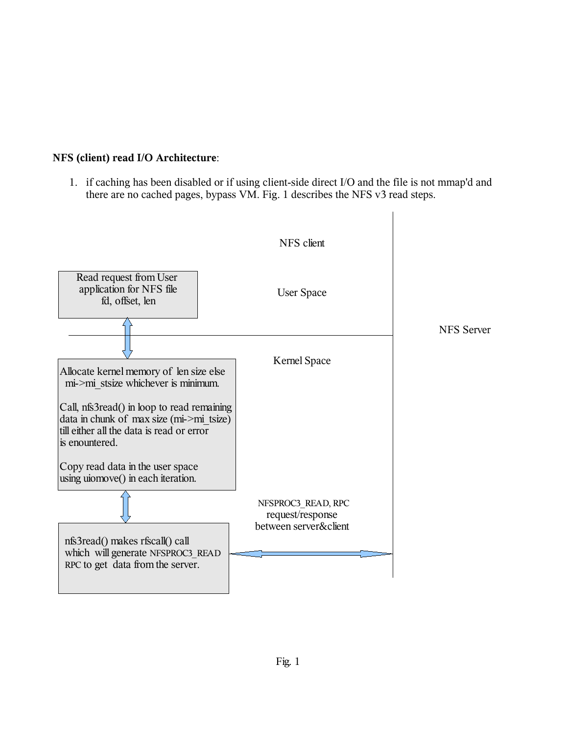**NFS (client) read I/O Architecture**:

1. if caching has been disabled or if using client-side direct I/O and the file is not mmap'd and there are no cached pages, bypass VM. Fig. 1 describes the NFS v3 read steps.

NFS client

User Space

Read request from User application for NFS file fd, offset, len

NFS Server

Kernel Space

Allocate kernel memory of len size else mi->mi_stsize whichever is minimum.

Call, nfs3read() in loop to read remaining data in chunk of max size (mi->mi_tsize) till either all the data is read or error is enountered.

Copy read data in the user space using uiomove() in each iteration.

NFSPROC3_READ, RPC request/response between server&client

nfs3read() makes rfscall() call which will generate NFSPROC3_READ RPC to get data from the server.

Fig. 1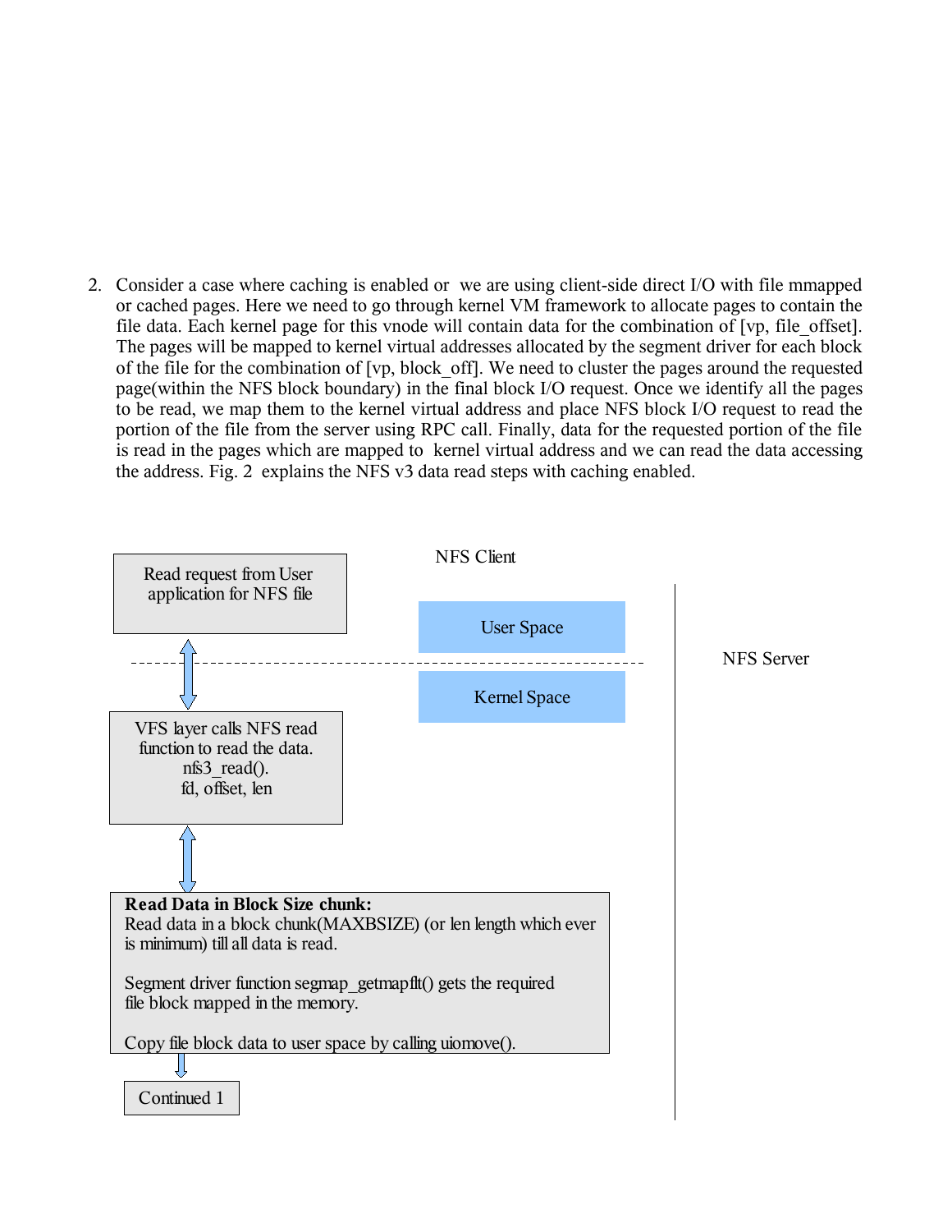2. Consider a case where caching is enabled or  we are using client-side direct I/O with file mmapped or cached pages. Here we need to go through kernel VM framework to allocate pages to contain the file data. Each kernel page for this vnode will contain data for the combination of [vp, file_offset]. The pages will be mapped to kernel virtual addresses allocated by the segment driver for each block of the file for the combination of [vp, block_off]. We need to cluster the pages around the requested page(within the NFS block boundary) in the final block I/O request. Once we identify all the pages to be read, we map them to the kernel virtual address and place NFS block I/O request to read the portion of the file from the server using RPC call. Finally, data for the requested portion of the file is read in the pages which are mapped to  kernel virtual address and we can read the data accessing the address. Fig. 2  explains the NFS v3 data read steps with caching enabled.

NFS Client

NFS Server

User Space

Kernel Space

Read request from User application for NFS file

VFS layer calls NFS read function to read the data. nfs3_read(). fd, offset, len

**Read Data in Block Size chunk:**
Read data in a block chunk(MAXBSIZE) (or len length which ever is minimum) till all data is read.

Segment driver function segmap_getmapflt() gets the required file block mapped in the memory.

Copy file block data to user space by calling uiomove().

Continued 1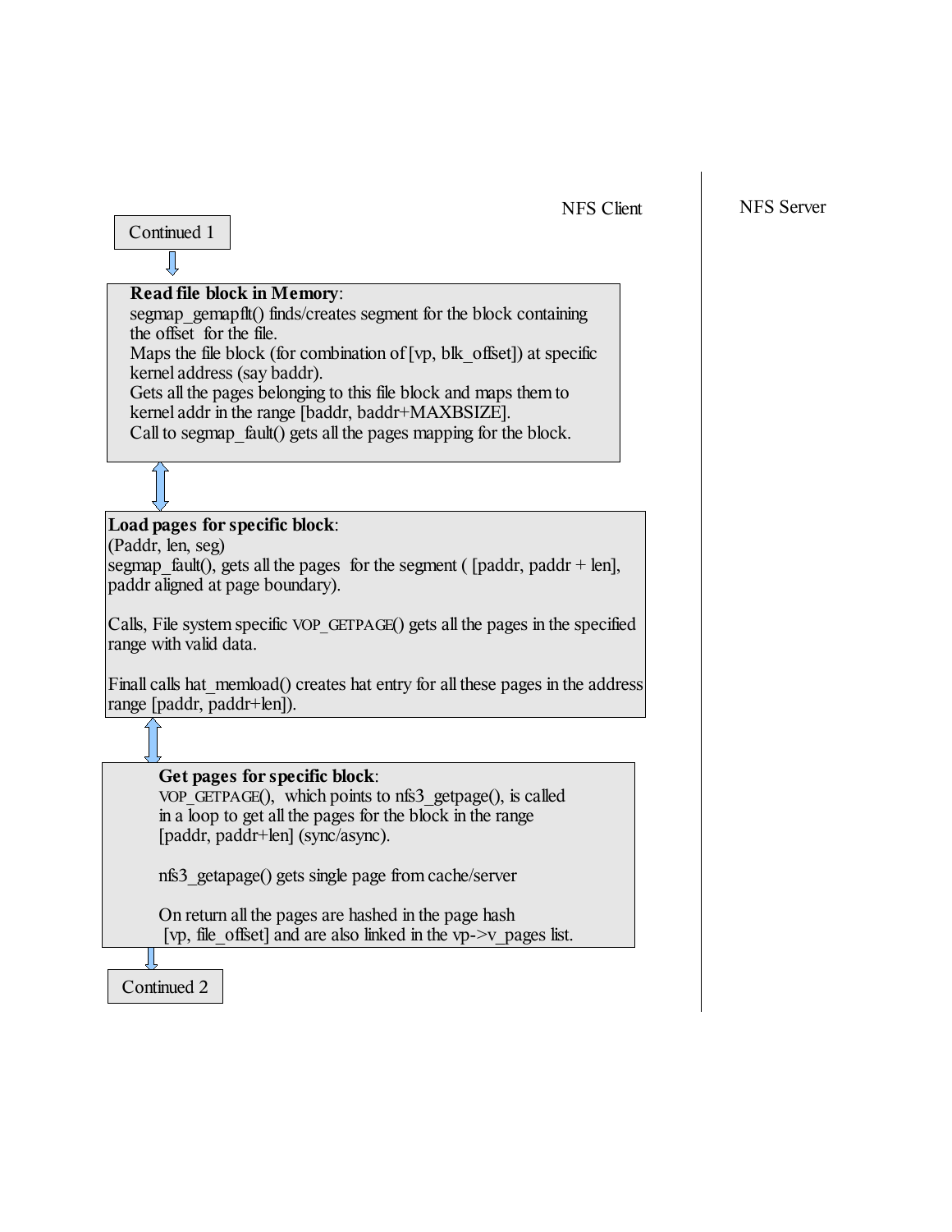NFS Client

NFS Server

Continued 1

**Read file block in Memory**:
segmap_gemapflt() finds/creates segment for the block containing the offset for the file.
Maps the file block (for combination of [vp, blk_offset]) at specific kernel address (say baddr).
Gets all the pages belonging to this file block and maps them to kernel addr in the range [baddr, baddr+MAXBSIZE].
Call to segmap_fault() gets all the pages mapping for the block.

**Load pages for specific block**:
(Paddr, len, seg)
segmap_fault(), gets all the pages for the segment ( [paddr, paddr + len], paddr aligned at page boundary).

Calls, File system specific VOP_GETPAGE() gets all the pages in the specified range with valid data.

Finall calls hat_memload() creates hat entry for all these pages in the address range [paddr, paddr+len]).

**Get pages for specific block**:
VOP_GETPAGE(), which points to nfs3_getpage(), is called in a loop to get all the pages for the block in the range [paddr, paddr+len] (sync/async).

nfs3_getapage() gets single page from cache/server

On return all the pages are hashed in the page hash [vp, file_offset] and are also linked in the vp->v_pages list.

Continued 2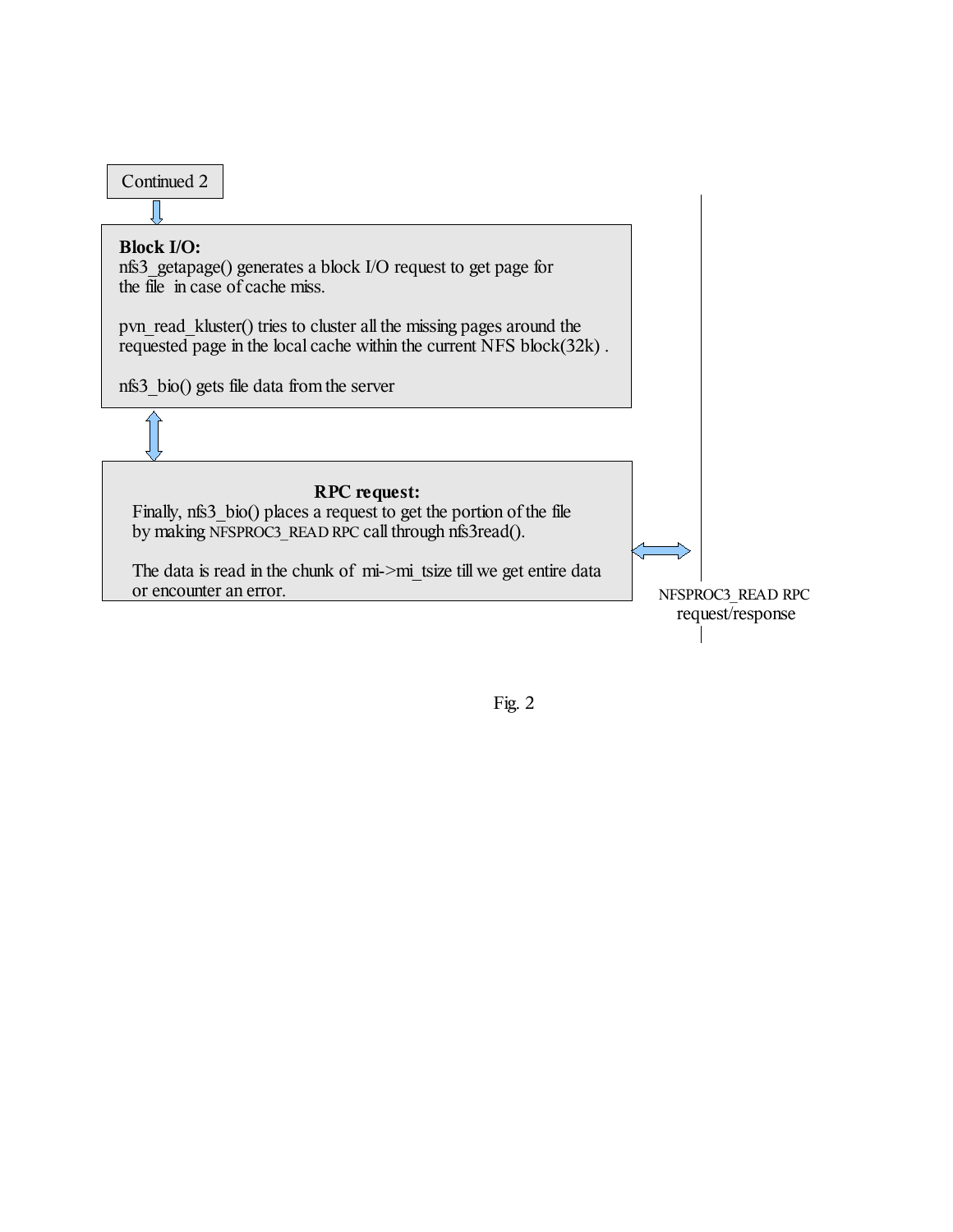Continued 2

**Block I/O:**
nfs3_getapage() generates a block I/O request to get page for the file in case of cache miss.

pvn_read_kluster() tries to cluster all the missing pages around the requested page in the local cache within the current NFS block(32k) .

nfs3_bio() gets file data from the server

**RPC request:**
Finally, nfs3_bio() places a request to get the portion of the file by making NFSPROC3_READ RPC call through nfs3read().

The data is read in the chunk of mi->mi_tsize till we get entire data or encounter an error.

NFSPROC3_READ RPC request/response

Fig. 2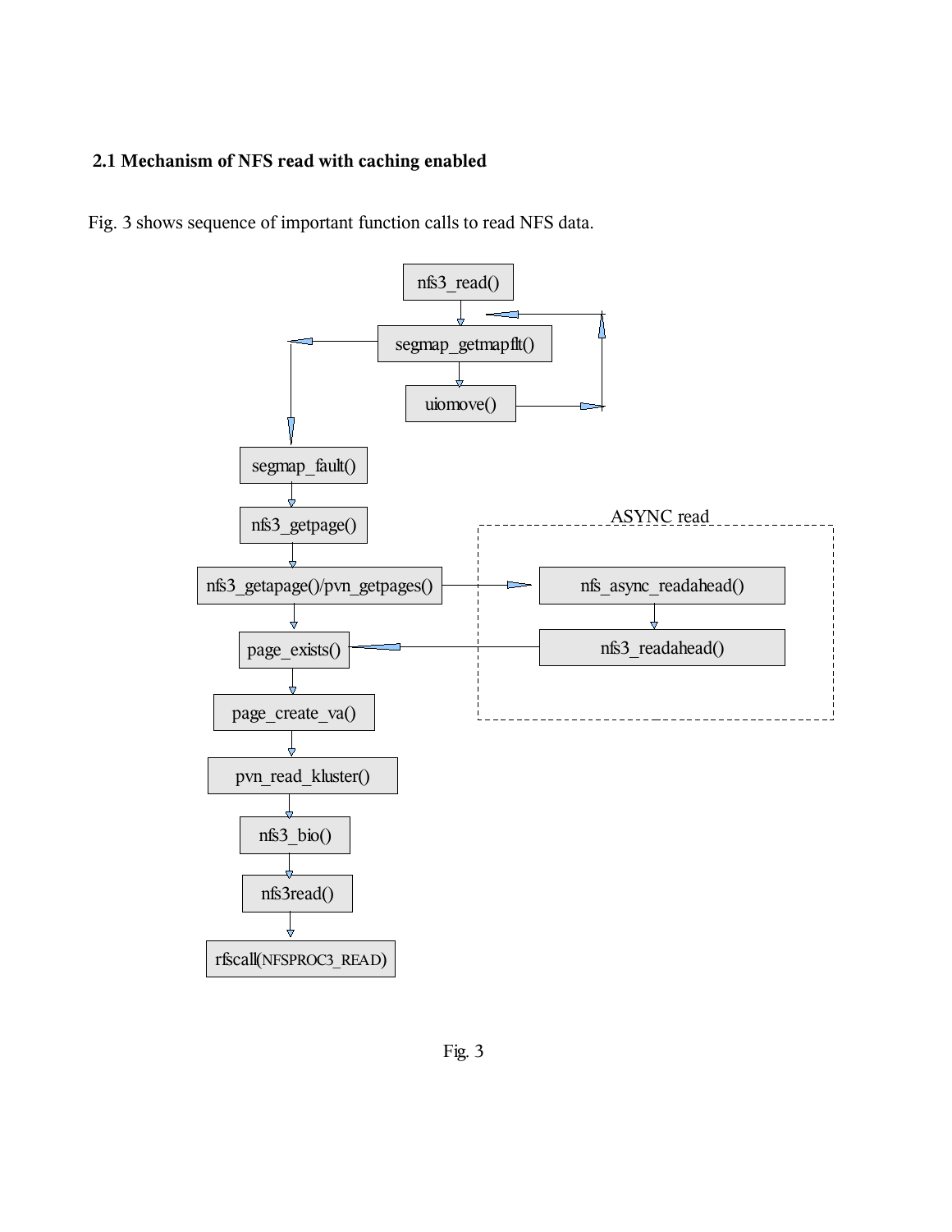### 2.1 Mechanism of NFS read with caching enabled

Fig. 3 shows sequence of important function calls to read NFS data.

nfs3_read()

segmap_getmapflt()

uiomove()

segmap_fault()

nfs3_getpage()

nfs3_getapage()/pvn_getpages()

ASYNC read

nfs_async_readahead()

nfs3_readahead()

page_exists()

page_create_va()

pvn_read_kluster()

nfs3_bio()

nfs3read()

rfscall(NFSPROC3_READ)

Fig. 3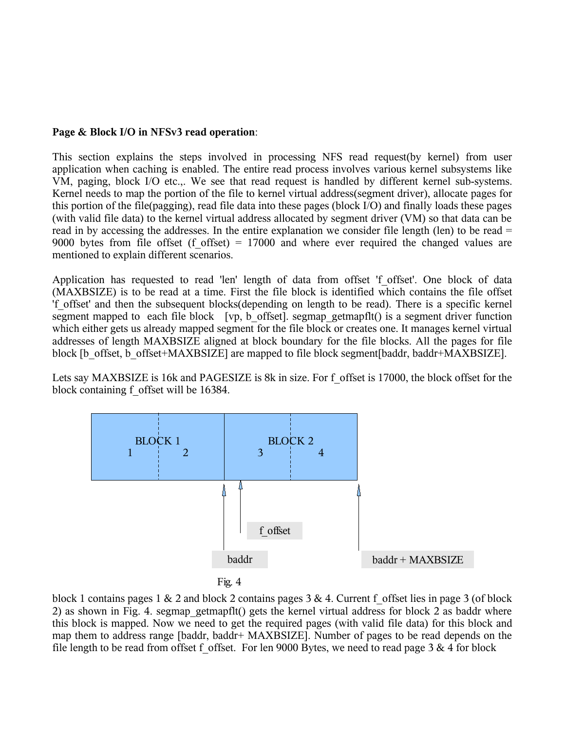**Page & Block I/O in NFSv3 read operation**:

This section explains the steps involved in processing NFS read request(by kernel) from user application when caching is enabled. The entire read process involves various kernel subsystems like VM, paging, block I/O etc.,. We see that read request is handled by different kernel sub-systems. Kernel needs to map the portion of the file to kernel virtual address(segment driver), allocate pages for this portion of the file(pagging), read file data into these pages (block I/O) and finally loads these pages (with valid file data) to the kernel virtual address allocated by segment driver (VM) so that data can be read in by accessing the addresses. In the entire explanation we consider file length (len) to be read = 9000 bytes from file offset (f_offset) = 17000 and where ever required the changed values are mentioned to explain different scenarios.

Application has requested to read 'len' length of data from offset 'f_offset'. One block of data (MAXBSIZE) is to be read at a time. First the file block is identified which contains the file offset 'f_offset' and then the subsequent blocks(depending on length to be read). There is a specific kernel segment mapped to each file block [vp, b_offset]. segmap_getmapflt() is a segment driver function which either gets us already mapped segment for the file block or creates one. It manages kernel virtual addresses of length MAXBSIZE aligned at block boundary for the file blocks. All the pages for file block [b_offset, b_offset+MAXBSIZE] are mapped to file block segment[baddr, baddr+MAXBSIZE].

Lets say MAXBSIZE is 16k and PAGESIZE is 8k in size. For f_offset is 17000, the block offset for the block containing f_offset will be 16384.

Fig. 4

block 1 contains pages 1 & 2 and block 2 contains pages 3 & 4. Current f_offset lies in page 3 (of block 2) as shown in Fig. 4. segmap_getmapflt() gets the kernel virtual address for block 2 as baddr where this block is mapped. Now we need to get the required pages (with valid file data) for this block and map them to address range [baddr, baddr+ MAXBSIZE]. Number of pages to be read depends on the file length to be read from offset f_offset. For len 9000 Bytes, we need to read page 3 & 4 for block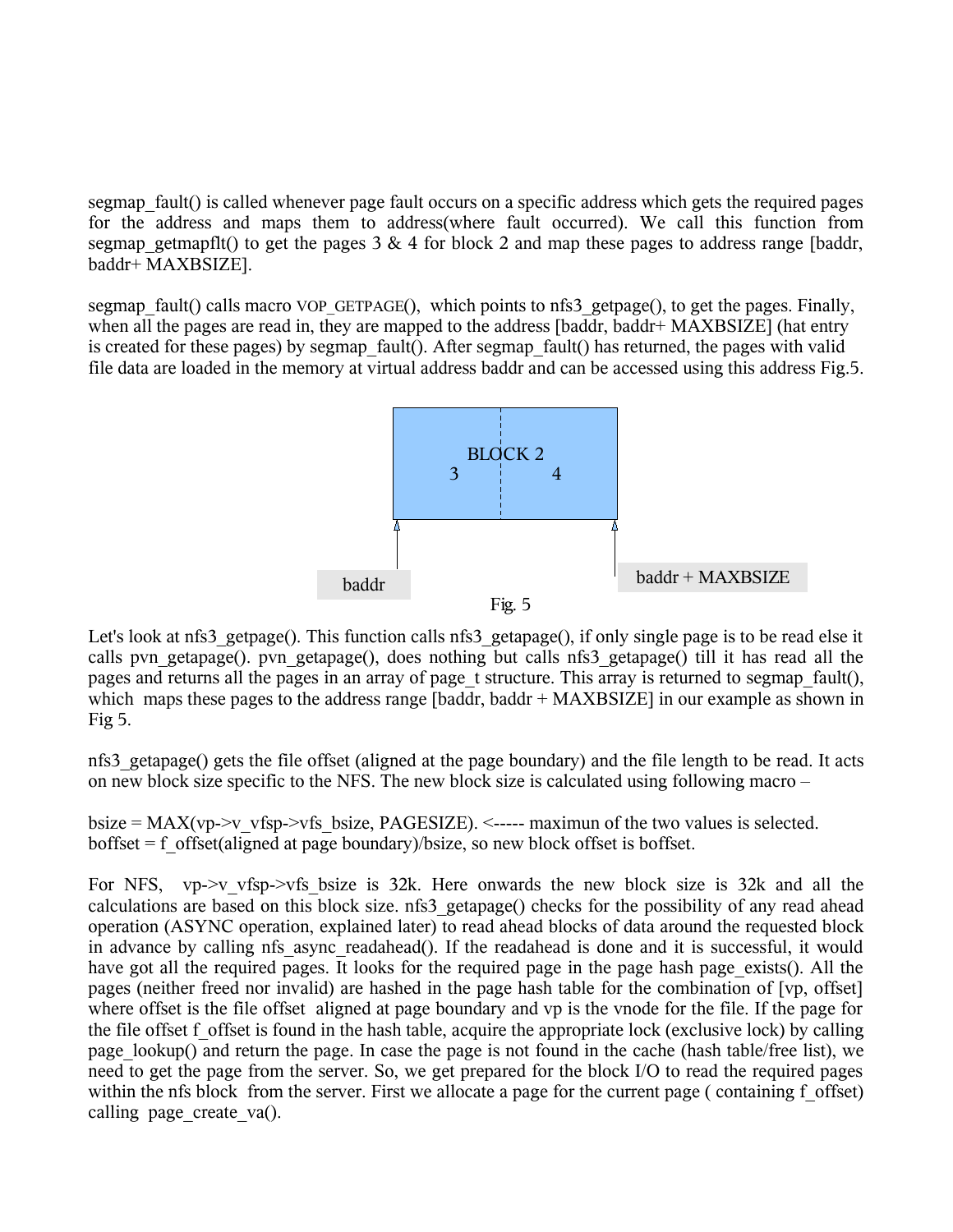segmap_fault() is called whenever page fault occurs on a specific address which gets the required pages for the address and maps them to address(where fault occurred). We call this function from segmap_getmapflt() to get the pages 3 & 4 for block 2 and map these pages to address range [baddr, baddr+ MAXBSIZE].

segmap_fault() calls macro VOP_GETPAGE(), which points to nfs3_getpage(), to get the pages. Finally, when all the pages are read in, they are mapped to the address [baddr, baddr+ MAXBSIZE] (hat entry is created for these pages) by segmap_fault(). After segmap_fault() has returned, the pages with valid file data are loaded in the memory at virtual address baddr and can be accessed using this address Fig.5.

BLOCK 2

3 4

baddr

baddr + MAXBSIZE

Fig. 5

Let's look at nfs3_getpage(). This function calls nfs3_getapage(), if only single page is to be read else it calls pvn_getapage(). pvn_getapage(), does nothing but calls nfs3_getapage() till it has read all the pages and returns all the pages in an array of page_t structure. This array is returned to segmap_fault(), which maps these pages to the address range [baddr, baddr + MAXBSIZE] in our example as shown in Fig 5.

nfs3_getapage() gets the file offset (aligned at the page boundary) and the file length to be read. It acts on new block size specific to the NFS. The new block size is calculated using following macro –

bsize = MAX(vp->v_vfsp->vfs_bsize, PAGESIZE). <----- maximun of the two values is selected.
boffset = f_offset(aligned at page boundary)/bsize, so new block offset is boffset.

For NFS, vp->v_vfsp->vfs_bsize is 32k. Here onwards the new block size is 32k and all the calculations are based on this block size. nfs3_getapage() checks for the possibility of any read ahead operation (ASYNC operation, explained later) to read ahead blocks of data around the requested block in advance by calling nfs_async_readahead(). If the readahead is done and it is successful, it would have got all the required pages. It looks for the required page in the page hash page_exists(). All the pages (neither freed nor invalid) are hashed in the page hash table for the combination of [vp, offset] where offset is the file offset aligned at page boundary and vp is the vnode for the file. If the page for the file offset f_offset is found in the hash table, acquire the appropriate lock (exclusive lock) by calling page_lookup() and return the page. In case the page is not found in the cache (hash table/free list), we need to get the page from the server. So, we get prepared for the block I/O to read the required pages within the nfs block from the server. First we allocate a page for the current page ( containing f_offset) calling page_create_va().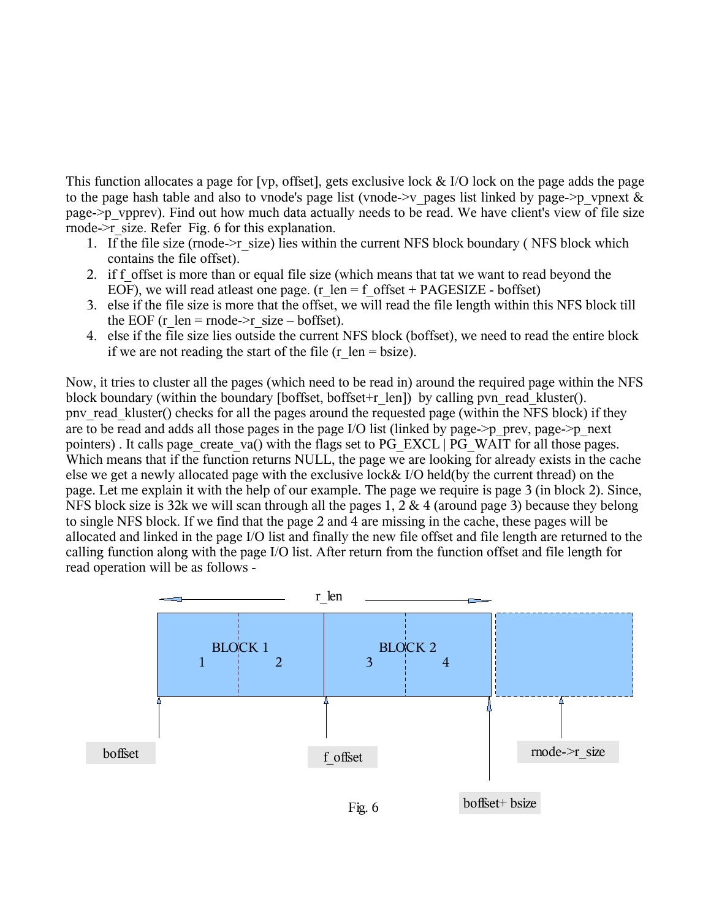This function allocates a page for [vp, offset], gets exclusive lock & I/O lock on the page adds the page to the page hash table and also to vnode's page list (vnode->v_pages list linked by page->p_vpnext & page->p_vpprev). Find out how much data actually needs to be read. We have client's view of file size rnode->r_size. Refer Fig. 6 for this explanation.

1. If the file size (rnode->r_size) lies within the current NFS block boundary ( NFS block which contains the file offset).
2. if f_offset is more than or equal file size (which means that tat we want to read beyond the EOF), we will read atleast one page. (r_len = f_offset + PAGESIZE - boffset)
3. else if the file size is more that the offset, we will read the file length within this NFS block till the EOF (r_len = rnode->r_size – boffset).
4. else if the file size lies outside the current NFS block (boffset), we need to read the entire block if we are not reading the start of the file (r_len = bsize).

Now, it tries to cluster all the pages (which need to be read in) around the required page within the NFS block boundary (within the boundary [boffset, boffset+r_len]) by calling pvn_read_kluster(). pnv_read_kluster() checks for all the pages around the requested page (within the NFS block) if they are to be read and adds all those pages in the page I/O list (linked by page->p_prev, page->p_next pointers) . It calls page_create_va() with the flags set to PG_EXCL | PG_WAIT for all those pages. Which means that if the function returns NULL, the page we are looking for already exists in the cache else we get a newly allocated page with the exclusive lock& I/O held(by the current thread) on the page. Let me explain it with the help of our example. The page we require is page 3 (in block 2). Since, NFS block size is 32k we will scan through all the pages 1, 2 & 4 (around page 3) because they belong to single NFS block. If we find that the page 2 and 4 are missing in the cache, these pages will be allocated and linked in the page I/O list and finally the new file offset and file length are returned to the calling function along with the page I/O list. After return from the function offset and file length for read operation will be as follows -

Fig. 6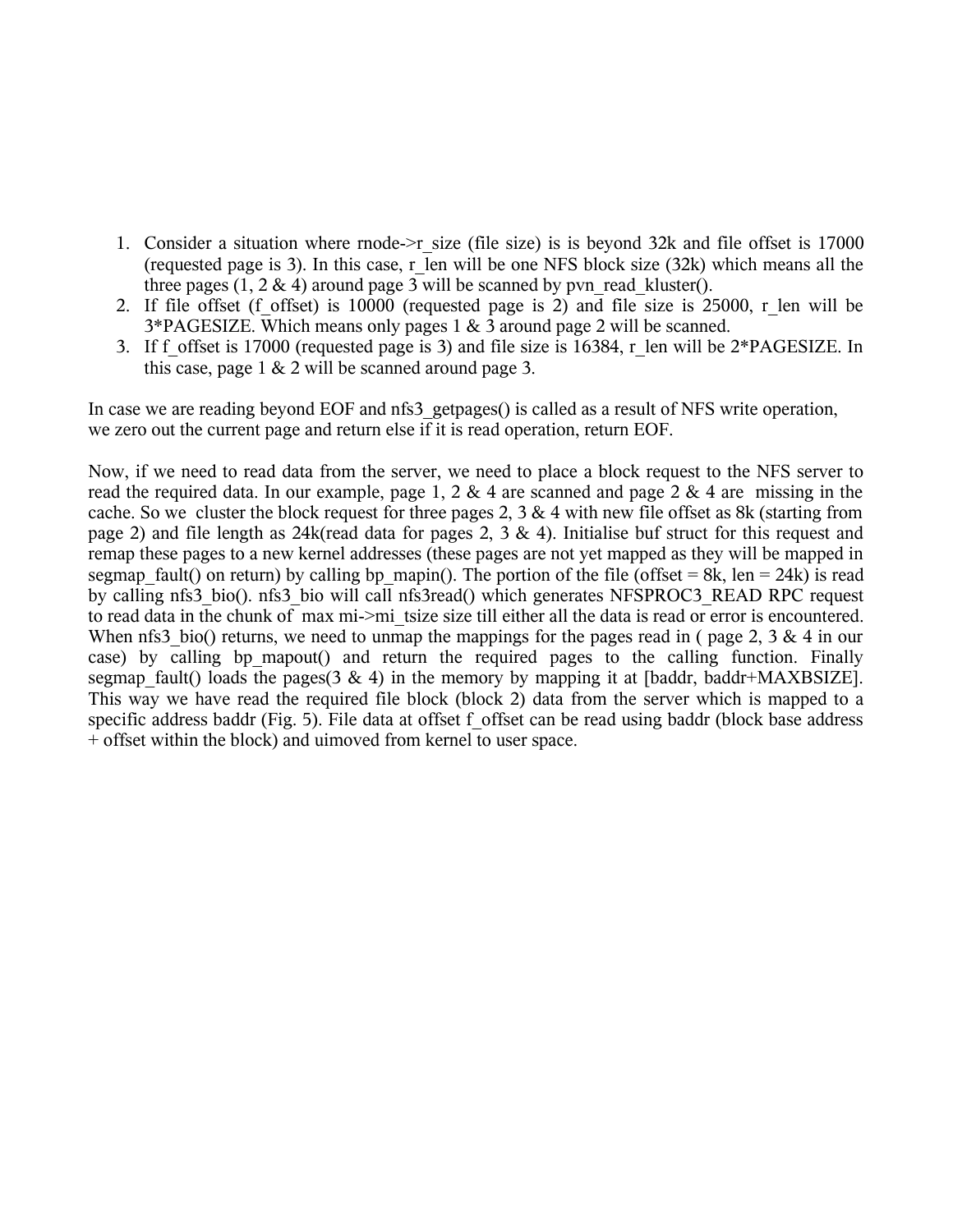1. Consider a situation where rnode->r_size (file size) is is beyond 32k and file offset is 17000 (requested page is 3). In this case, r_len will be one NFS block size (32k) which means all the three pages (1, 2 & 4) around page 3 will be scanned by pvn_read_kluster().
2. If file offset (f_offset) is 10000 (requested page is 2) and file size is 25000, r_len will be 3*PAGESIZE. Which means only pages 1 & 3 around page 2 will be scanned.
3. If f_offset is 17000 (requested page is 3) and file size is 16384, r_len will be 2*PAGESIZE. In this case, page 1 & 2 will be scanned around page 3.

In case we are reading beyond EOF and nfs3_getpages() is called as a result of NFS write operation, we zero out the current page and return else if it is read operation, return EOF.

Now, if we need to read data from the server, we need to place a block request to the NFS server to read the required data. In our example, page 1, 2 & 4 are scanned and page 2 & 4 are missing in the cache. So we cluster the block request for three pages 2, 3 & 4 with new file offset as 8k (starting from page 2) and file length as 24k(read data for pages 2, 3 & 4). Initialise buf struct for this request and remap these pages to a new kernel addresses (these pages are not yet mapped as they will be mapped in segmap_fault() on return) by calling bp_mapin(). The portion of the file (offset = 8k, len = 24k) is read by calling nfs3_bio(). nfs3_bio will call nfs3read() which generates NFSPROC3_READ RPC request to read data in the chunk of max mi->mi_tsize size till either all the data is read or error is encountered. When nfs3_bio() returns, we need to unmap the mappings for the pages read in ( page 2, 3 & 4 in our case) by calling bp_mapout() and return the required pages to the calling function. Finally segmap_fault() loads the pages(3 & 4) in the memory by mapping it at [baddr, baddr+MAXBSIZE]. This way we have read the required file block (block 2) data from the server which is mapped to a specific address baddr (Fig. 5). File data at offset f_offset can be read using baddr (block base address + offset within the block) and uimoved from kernel to user space.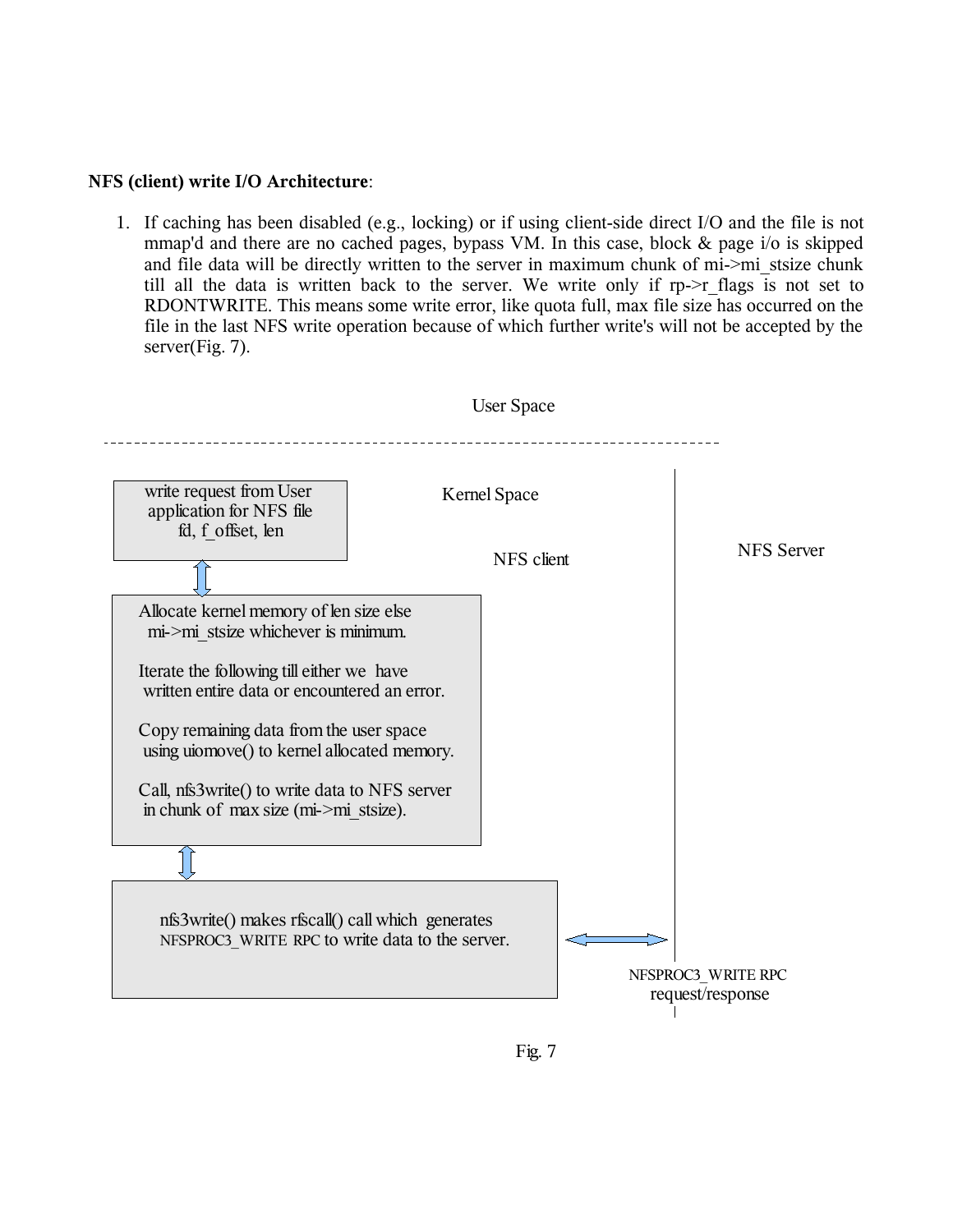**NFS (client) write I/O Architecture**:

1. If caching has been disabled (e.g., locking) or if using client-side direct I/O and the file is not mmap'd and there are no cached pages, bypass VM. In this case, block & page i/o is skipped and file data will be directly written to the server in maximum chunk of mi->mi_stsize chunk till all the data is written back to the server. We write only if rp->r_flags is not set to RDONTWRITE. This means some write error, like quota full, max file size has occurred on the file in the last NFS write operation because of which further write's will not be accepted by the server(Fig. 7).

User Space

Kernel Space

NFS client

NFS Server

write request from User application for NFS file fd, f_offset, len

Allocate kernel memory of len size else mi->mi_stsize whichever is minimum.

Iterate the following till either we have written entire data or encountered an error.

Copy remaining data from the user space using uiomove() to kernel allocated memory.

Call, nfs3write() to write data to NFS server in chunk of max size (mi->mi_stsize).

nfs3write() makes rfscall() call which generates NFSPROC3_WRITE RPC to write data to the server.

NFSPROC3_WRITE RPC request/response

Fig. 7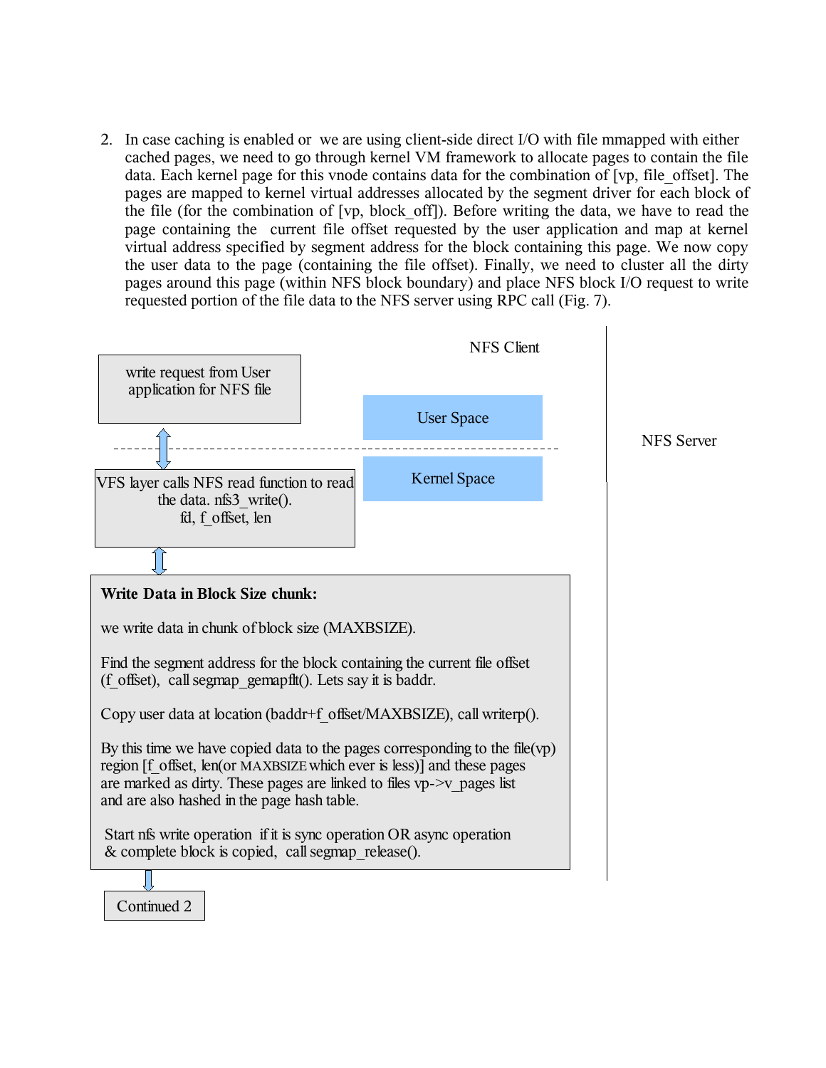2. In case caching is enabled or we are using client-side direct I/O with file mmapped with either cached pages, we need to go through kernel VM framework to allocate pages to contain the file data. Each kernel page for this vnode contains data for the combination of [vp, file_offset]. The pages are mapped to kernel virtual addresses allocated by the segment driver for each block of the file (for the combination of [vp, block_off]). Before writing the data, we have to read the page containing the current file offset requested by the user application and map at kernel virtual address specified by segment address for the block containing this page. We now copy the user data to the page (containing the file offset). Finally, we need to cluster all the dirty pages around this page (within NFS block boundary) and place NFS block I/O request to write requested portion of the file data to the NFS server using RPC call (Fig. 7).

NFS Client

NFS Server

User Space

Kernel Space

write request from User application for NFS file

VFS layer calls NFS read function to read the data. nfs3_write().
fd, f_offset, len

**Write Data in Block Size chunk:**

we write data in chunk of block size (MAXBSIZE).

Find the segment address for the block containing the current file offset (f_offset), call segmap_gemapflt(). Lets say it is baddr.

Copy user data at location (baddr+f_offset/MAXBSIZE), call writerp().

By this time we have copied data to the pages corresponding to the file(vp) region [f_offset, len(or MAXBSIZE which ever is less)] and these pages are marked as dirty. These pages are linked to files vp->v_pages list and are also hashed in the page hash table.

Start nfs write operation if it is sync operation OR async operation & complete block is copied, call segmap_release().

Continued 2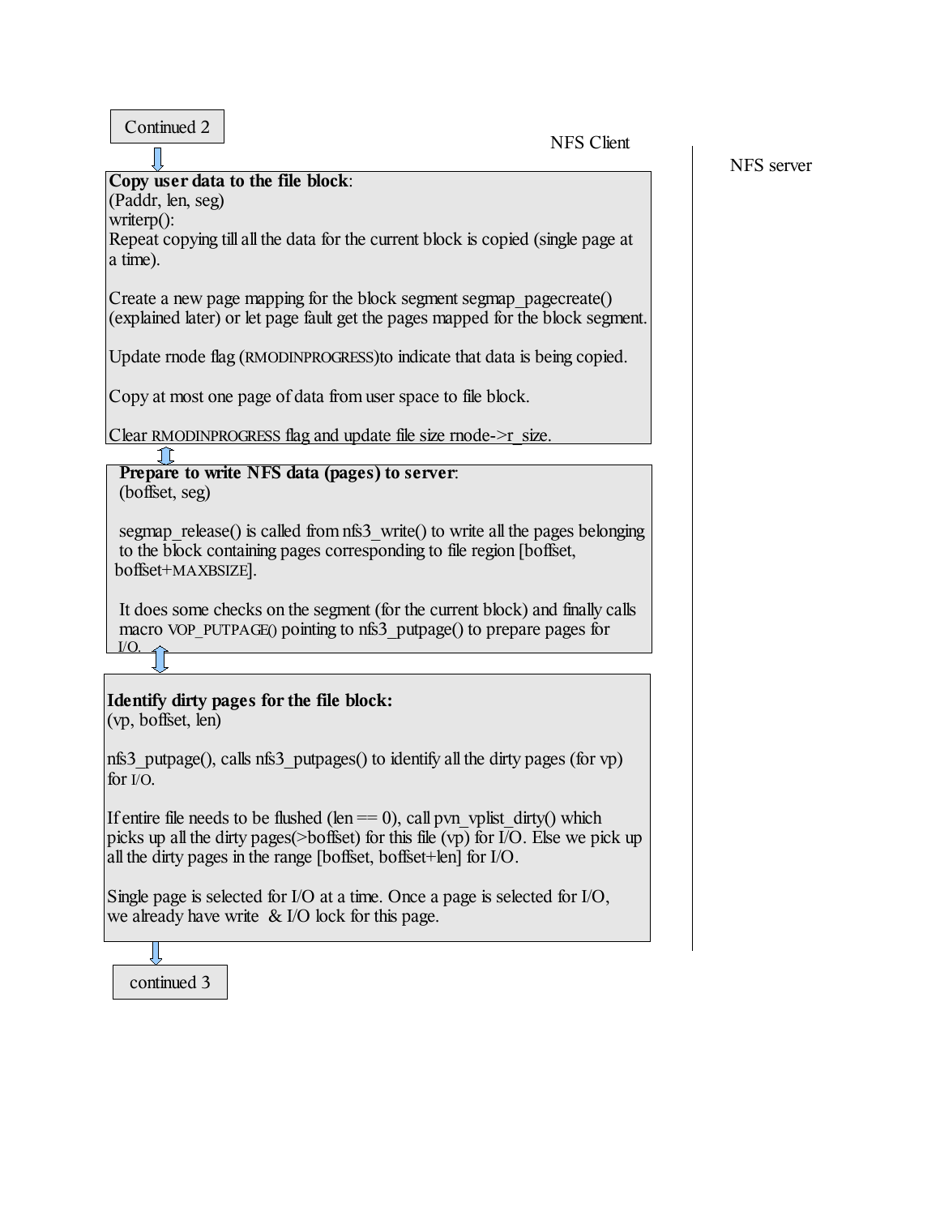Continued 2

NFS Client

NFS server

**Copy user data to the file block**:
(Paddr, len, seg)
writerp():
Repeat copying till all the data for the current block is copied (single page at a time).

Create a new page mapping for the block segment segmap_pagecreate() (explained later) or let page fault get the pages mapped for the block segment.

Update rnode flag (RMODINPROGRESS)to indicate that data is being copied.

Copy at most one page of data from user space to file block.

Clear RMODINPROGRESS flag and update file size rnode->r_size.

**Prepare to write NFS data (pages) to server**:
(boffset, seg)

segmap_release() is called from nfs3_write() to write all the pages belonging to the block containing pages corresponding to file region [boffset, boffset+MAXBSIZE].

It does some checks on the segment (for the current block) and finally calls macro VOP_PUTPAGE() pointing to nfs3_putpage() to prepare pages for I/O.

**Identify dirty pages for the file block:**
(vp, boffset, len)

nfs3_putpage(), calls nfs3_putpages() to identify all the dirty pages (for vp) for I/O.

If entire file needs to be flushed (len == 0), call pvn_vplist_dirty() which picks up all the dirty pages(>boffset) for this file (vp) for I/O. Else we pick up all the dirty pages in the range [boffset, boffset+len] for I/O.

Single page is selected for I/O at a time. Once a page is selected for I/O, we already have write & I/O lock for this page.

continued 3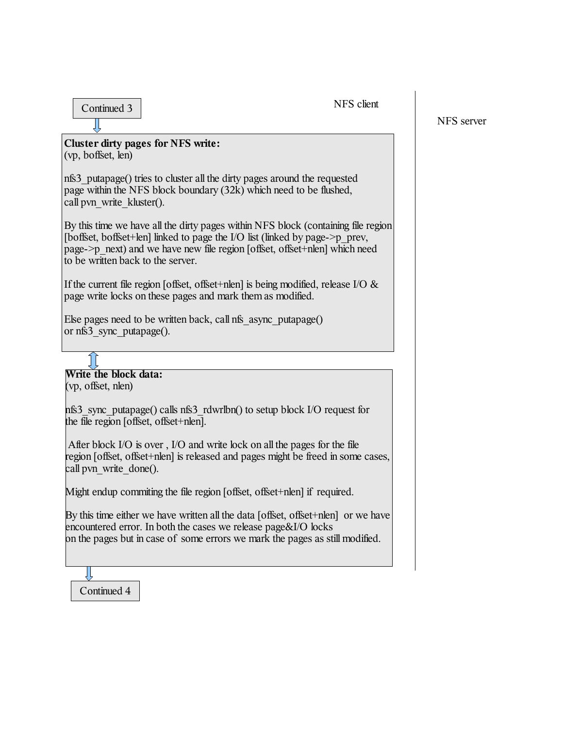Continued 3

NFS client

NFS server

**Cluster dirty pages for NFS write:**
(vp, boffset, len)

nfs3_putapage() tries to cluster all the dirty pages around the requested page within the NFS block boundary (32k) which need to be flushed, call pvn_write_kluster().

By this time we have all the dirty pages within NFS block (containing file region [boffset, boffset+len] linked to page the I/O list (linked by page->p_prev, page->p_next) and we have new file region [offset, offset+nlen] which need to be written back to the server.

If the current file region [offset, offset+nlen] is being modified, release I/O & page write locks on these pages and mark them as modified.

Else pages need to be written back, call nfs_async_putapage() or nfs3_sync_putapage().

**Write the block data:**
(vp, offset, nlen)

nfs3_sync_putapage() calls nfs3_rdwrlbn() to setup block I/O request for the file region [offset, offset+nlen].

After block I/O is over , I/O and write lock on all the pages for the file region [offset, offset+nlen] is released and pages might be freed in some cases, call pvn_write_done().

Might endup commiting the file region [offset, offset+nlen] if required.

By this time either we have written all the data [offset, offset+nlen] or we have encountered error. In both the cases we release page&I/O locks on the pages but in case of some errors we mark the pages as still modified.

Continued 4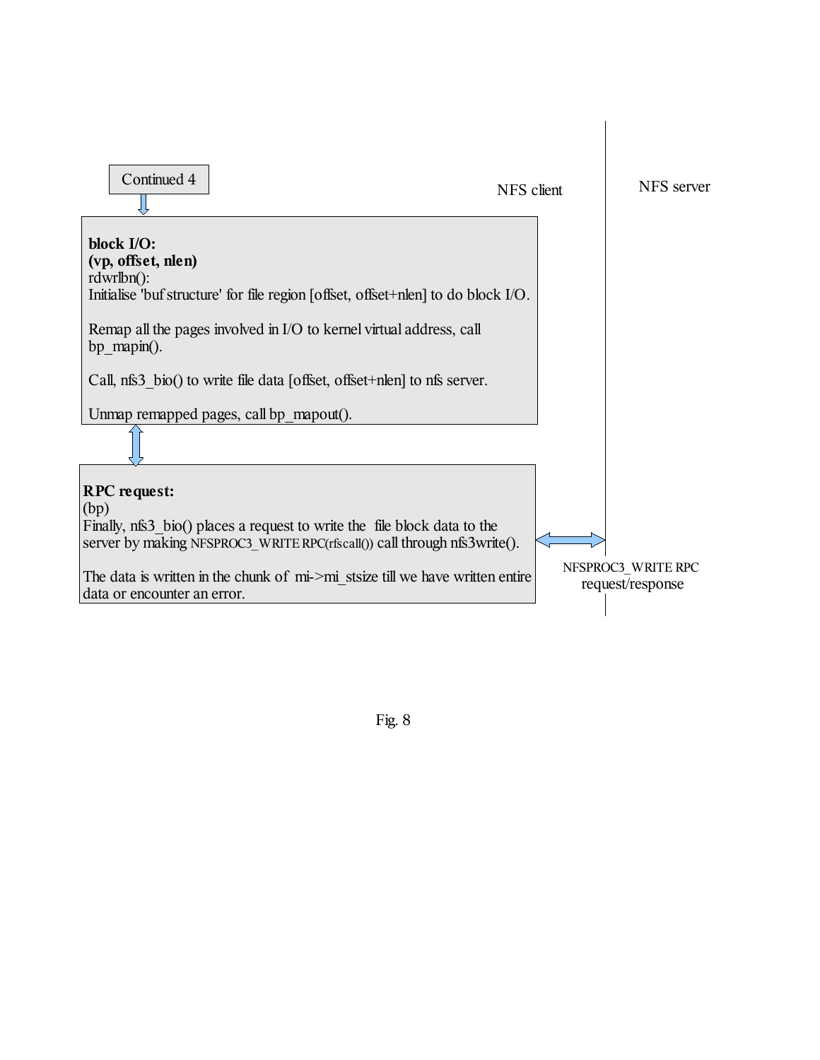Continued 4

NFS client

NFS server

**block I/O:**
**(vp, offset, nlen)**
rdwrlbn():
Initialise 'buf structure' for file region [offset, offset+nlen] to do block I/O.

Remap all the pages involved in I/O to kernel virtual address, call bp_mapin().

Call, nfs3_bio() to write file data [offset, offset+nlen] to nfs server.

Unmap remapped pages, call bp_mapout().

**RPC request:**
(bp)
Finally, nfs3_bio() places a request to write the file block data to the server by making NFSPROC3_WRITE RPC(rfscall()) call through nfs3write().

The data is written in the chunk of mi->mi_stsize till we have written entire data or encounter an error.

NFSPROC3_WRITE RPC request/response

Fig. 8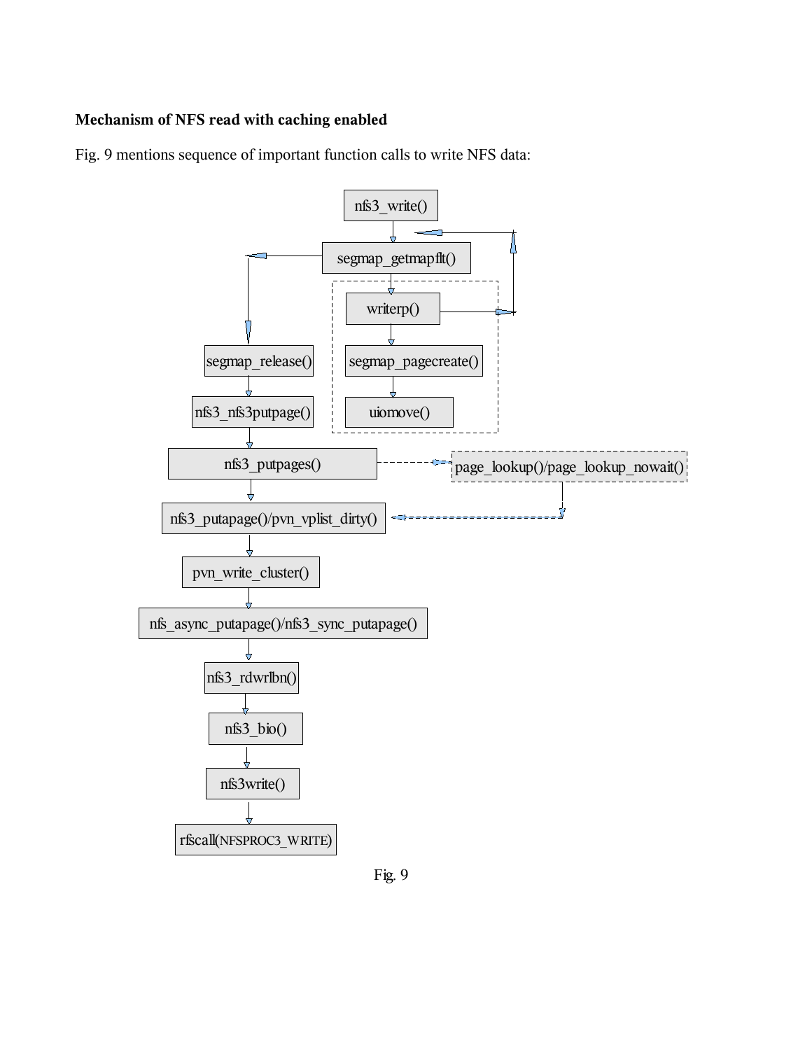**Mechanism of NFS read with caching enabled**

Fig. 9 mentions sequence of important function calls to write NFS data:

nfs3_write()

segmap_getmapflt()

writerp()

segmap_pagecreate()

uiomove()

segmap_release()

nfs3_nfs3putpage()

nfs3_putpages()

page_lookup()/page_lookup_nowait()

nfs3_putapage()/pvn_vplist_dirty()

pvn_write_cluster()

nfs_async_putapage()/nfs3_sync_putapage()

nfs3_rdwrlbn()

nfs3_bio()

nfs3write()

rfscall(NFSPROC3_WRITE)

Fig. 9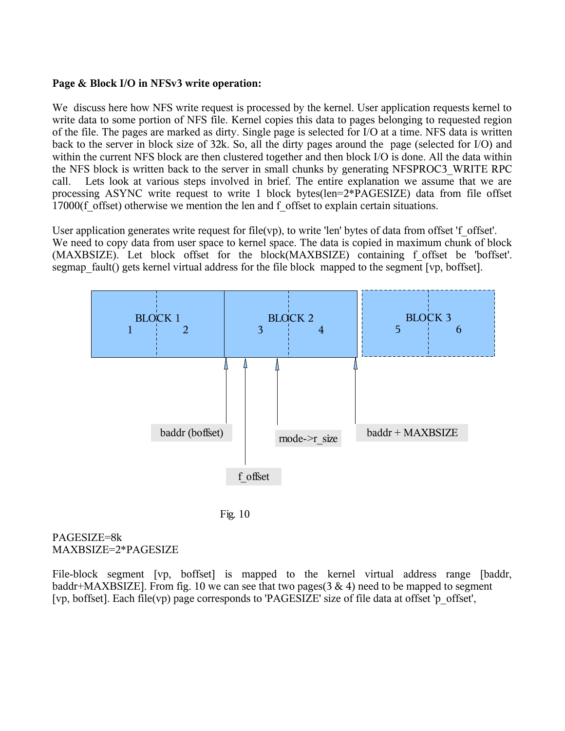**Page & Block I/O in NFSv3 write operation:**

We discuss here how NFS write request is processed by the kernel. User application requests kernel to write data to some portion of NFS file. Kernel copies this data to pages belonging to requested region of the file. The pages are marked as dirty. Single page is selected for I/O at a time. NFS data is written back to the server in block size of 32k. So, all the dirty pages around the page (selected for I/O) and within the current NFS block are then clustered together and then block I/O is done. All the data within the NFS block is written back to the server in small chunks by generating NFSPROC3_WRITE RPC call. Lets look at various steps involved in brief. The entire explanation we assume that we are processing ASYNC write request to write 1 block bytes(len=2*PAGESIZE) data from file offset 17000(f_offset) otherwise we mention the len and f_offset to explain certain situations.

User application generates write request for file(vp), to write 'len' bytes of data from offset 'f_offset'. We need to copy data from user space to kernel space. The data is copied in maximum chunk of block (MAXBSIZE). Let block offset for the block(MAXBSIZE) containing f_offset be 'boffset'. segmap_fault() gets kernel virtual address for the file block mapped to the segment [vp, boffset].

BLOCK 1: 1 | 2 — BLOCK 2: 3 | 4 — BLOCK 3: 5 | 6

baddr (boffset) — f_offset — rnode->r_size — baddr + MAXBSIZE

Fig. 10

PAGESIZE=8k
MAXBSIZE=2*PAGESIZE

File-block segment [vp, boffset] is mapped to the kernel virtual address range [baddr, baddr+MAXBSIZE]. From fig. 10 we can see that two pages(3 & 4) need to be mapped to segment [vp, boffset]. Each file(vp) page corresponds to 'PAGESIZE' size of file data at offset 'p_offset',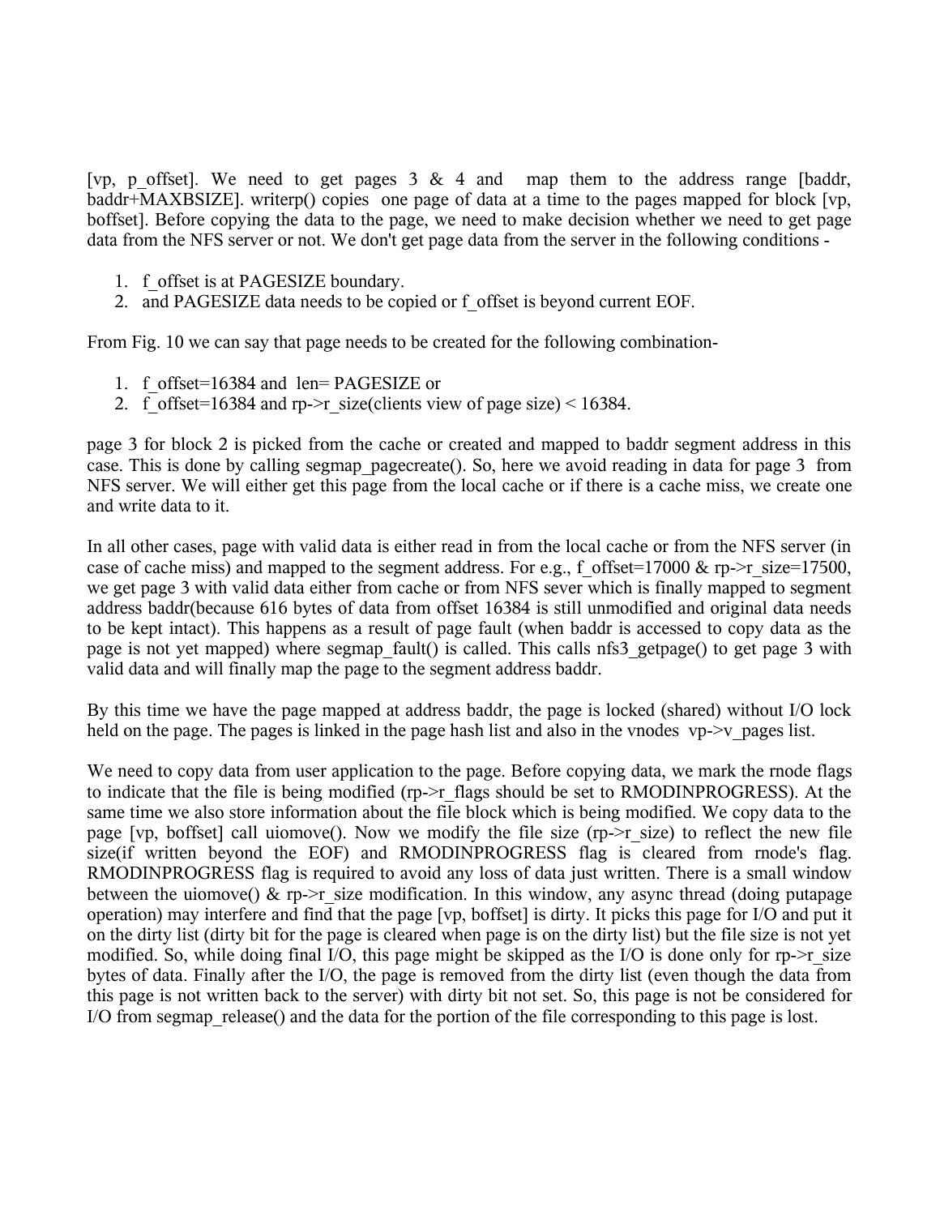[vp, p_offset]. We need to get pages 3 & 4 and map them to the address range [baddr, baddr+MAXBSIZE]. writerp() copies one page of data at a time to the pages mapped for block [vp, boffset]. Before copying the data to the page, we need to make decision whether we need to get page data from the NFS server or not. We don't get page data from the server in the following conditions -

1. f_offset is at PAGESIZE boundary.
2. and PAGESIZE data needs to be copied or f_offset is beyond current EOF.

From Fig. 10 we can say that page needs to be created for the following combination-

1. f_offset=16384 and len= PAGESIZE or
2. f_offset=16384 and rp->r_size(clients view of page size) < 16384.

page 3 for block 2 is picked from the cache or created and mapped to baddr segment address in this case. This is done by calling segmap_pagecreate(). So, here we avoid reading in data for page 3 from NFS server. We will either get this page from the local cache or if there is a cache miss, we create one and write data to it.

In all other cases, page with valid data is either read in from the local cache or from the NFS server (in case of cache miss) and mapped to the segment address. For e.g., f_offset=17000 & rp->r_size=17500, we get page 3 with valid data either from cache or from NFS sever which is finally mapped to segment address baddr(because 616 bytes of data from offset 16384 is still unmodified and original data needs to be kept intact). This happens as a result of page fault (when baddr is accessed to copy data as the page is not yet mapped) where segmap_fault() is called. This calls nfs3_getpage() to get page 3 with valid data and will finally map the page to the segment address baddr.

By this time we have the page mapped at address baddr, the page is locked (shared) without I/O lock held on the page. The pages is linked in the page hash list and also in the vnodes vp->v_pages list.

We need to copy data from user application to the page. Before copying data, we mark the rnode flags to indicate that the file is being modified (rp->r_flags should be set to RMODINPROGRESS). At the same time we also store information about the file block which is being modified. We copy data to the page [vp, boffset] call uiomove(). Now we modify the file size (rp->r_size) to reflect the new file size(if written beyond the EOF) and RMODINPROGRESS flag is cleared from rnode's flag. RMODINPROGRESS flag is required to avoid any loss of data just written. There is a small window between the uiomove() & rp->r_size modification. In this window, any async thread (doing putapage operation) may interfere and find that the page [vp, boffset] is dirty. It picks this page for I/O and put it on the dirty list (dirty bit for the page is cleared when page is on the dirty list) but the file size is not yet modified. So, while doing final I/O, this page might be skipped as the I/O is done only for rp->r_size bytes of data. Finally after the I/O, the page is removed from the dirty list (even though the data from this page is not written back to the server) with dirty bit not set. So, this page is not be considered for I/O from segmap_release() and the data for the portion of the file corresponding to this page is lost.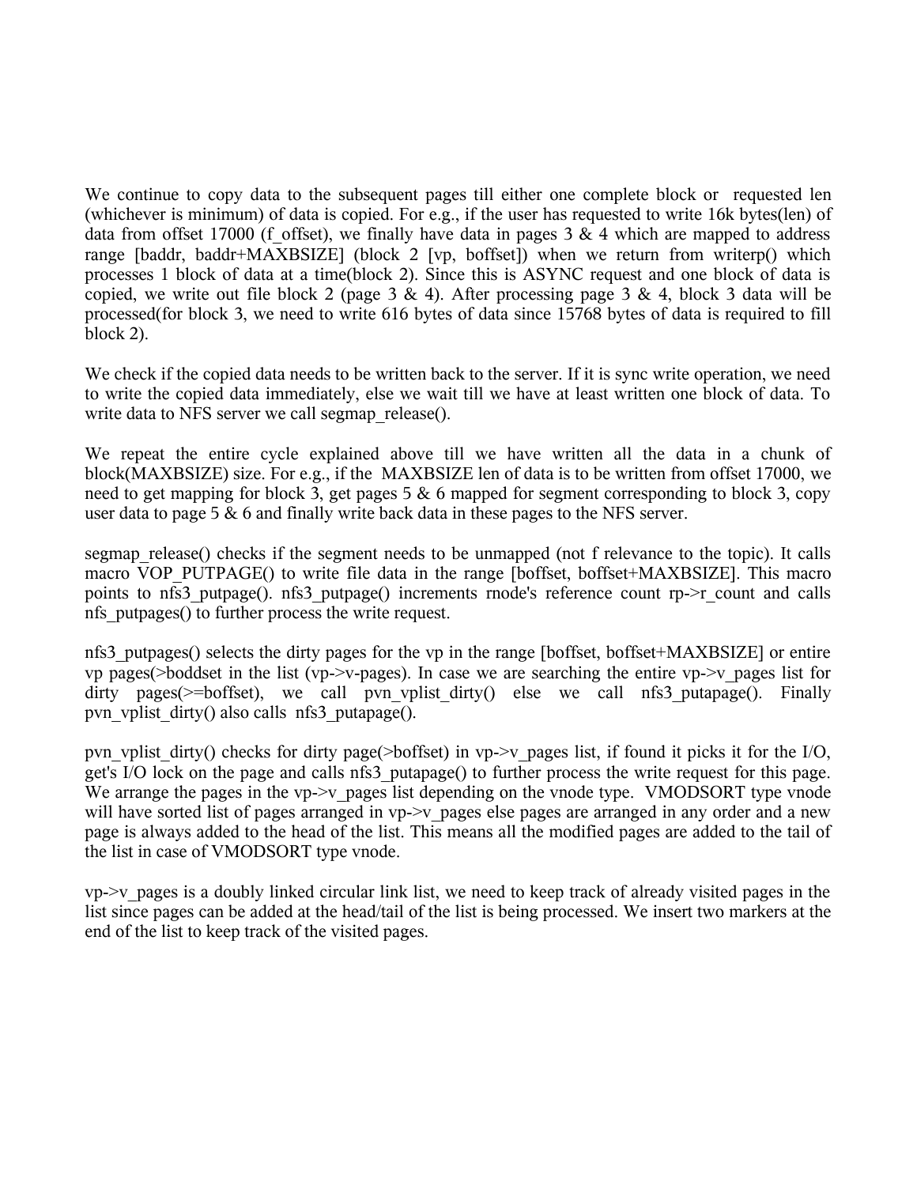We continue to copy data to the subsequent pages till either one complete block or requested len (whichever is minimum) of data is copied. For e.g., if the user has requested to write 16k bytes(len) of data from offset 17000 (f_offset), we finally have data in pages 3 & 4 which are mapped to address range [baddr, baddr+MAXBSIZE] (block 2 [vp, boffset]) when we return from writerp() which processes 1 block of data at a time(block 2). Since this is ASYNC request and one block of data is copied, we write out file block 2 (page 3 & 4). After processing page 3 & 4, block 3 data will be processed(for block 3, we need to write 616 bytes of data since 15768 bytes of data is required to fill block 2).

We check if the copied data needs to be written back to the server. If it is sync write operation, we need to write the copied data immediately, else we wait till we have at least written one block of data. To write data to NFS server we call segmap_release().

We repeat the entire cycle explained above till we have written all the data in a chunk of block(MAXBSIZE) size. For e.g., if the MAXBSIZE len of data is to be written from offset 17000, we need to get mapping for block 3, get pages 5 & 6 mapped for segment corresponding to block 3, copy user data to page 5 & 6 and finally write back data in these pages to the NFS server.

segmap_release() checks if the segment needs to be unmapped (not f relevance to the topic). It calls macro VOP_PUTPAGE() to write file data in the range [boffset, boffset+MAXBSIZE]. This macro points to nfs3_putpage(). nfs3_putpage() increments rnode's reference count rp->r_count and calls nfs_putpages() to further process the write request.

nfs3_putpages() selects the dirty pages for the vp in the range [boffset, boffset+MAXBSIZE] or entire vp pages(>boddset in the list (vp->v-pages). In case we are searching the entire vp->v_pages list for dirty pages(>=boffset), we call pvn_vplist_dirty() else we call nfs3_putapage(). Finally pvn_vplist_dirty() also calls nfs3_putapage().

pvn_vplist_dirty() checks for dirty page(>boffset) in vp->v_pages list, if found it picks it for the I/O, get's I/O lock on the page and calls nfs3_putapage() to further process the write request for this page. We arrange the pages in the vp->v_pages list depending on the vnode type. VMODSORT type vnode will have sorted list of pages arranged in vp->v_pages else pages are arranged in any order and a new page is always added to the head of the list. This means all the modified pages are added to the tail of the list in case of VMODSORT type vnode.

vp->v_pages is a doubly linked circular link list, we need to keep track of already visited pages in the list since pages can be added at the head/tail of the list is being processed. We insert two markers at the end of the list to keep track of the visited pages.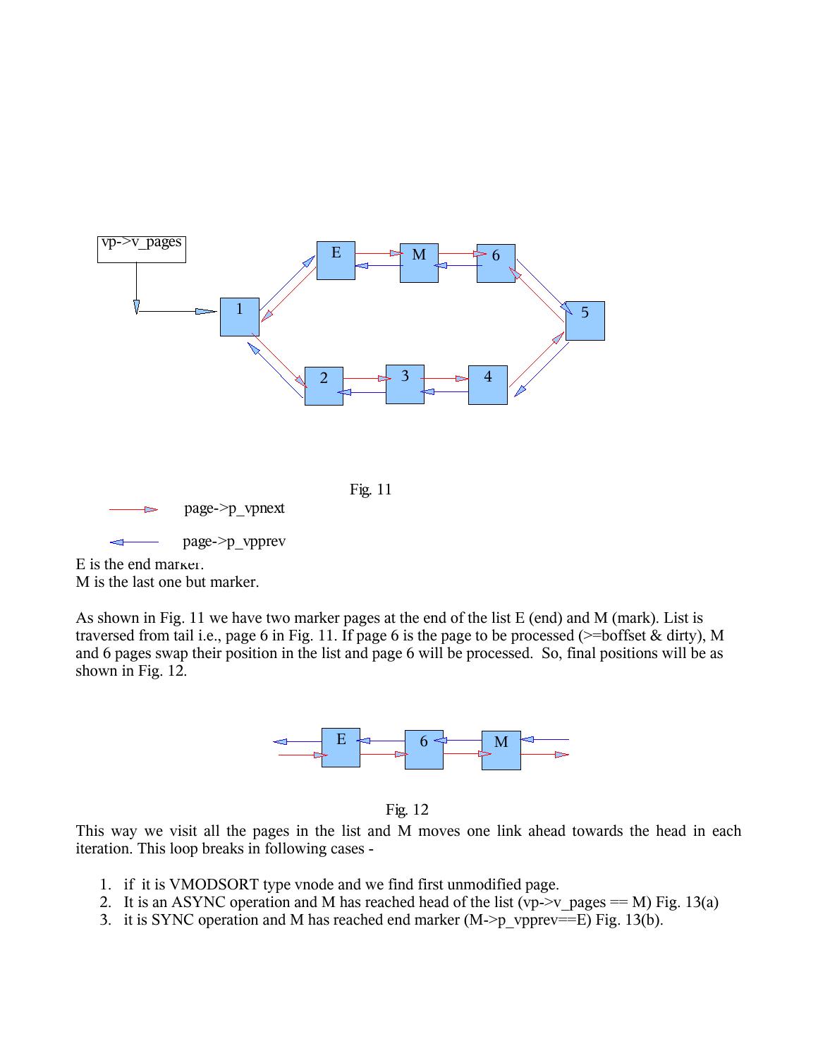Fig. 11

page->p_vpnext

page->p_vpprev

E is the end marker.
M is the last one but marker.

As shown in Fig. 11 we have two marker pages at the end of the list E (end) and M (mark). List is traversed from tail i.e., page 6 in Fig. 11. If page 6 is the page to be processed (>=boffset & dirty), M and 6 pages swap their position in the list and page 6 will be processed. So, final positions will be as shown in Fig. 12.

Fig. 12

This way we visit all the pages in the list and M moves one link ahead towards the head in each iteration. This loop breaks in following cases -

1. if it is VMODSORT type vnode and we find first unmodified page.
2. It is an ASYNC operation and M has reached head of the list (vp->v_pages == M) Fig. 13(a)
3. it is SYNC operation and M has reached end marker (M->p_vpprev==E) Fig. 13(b).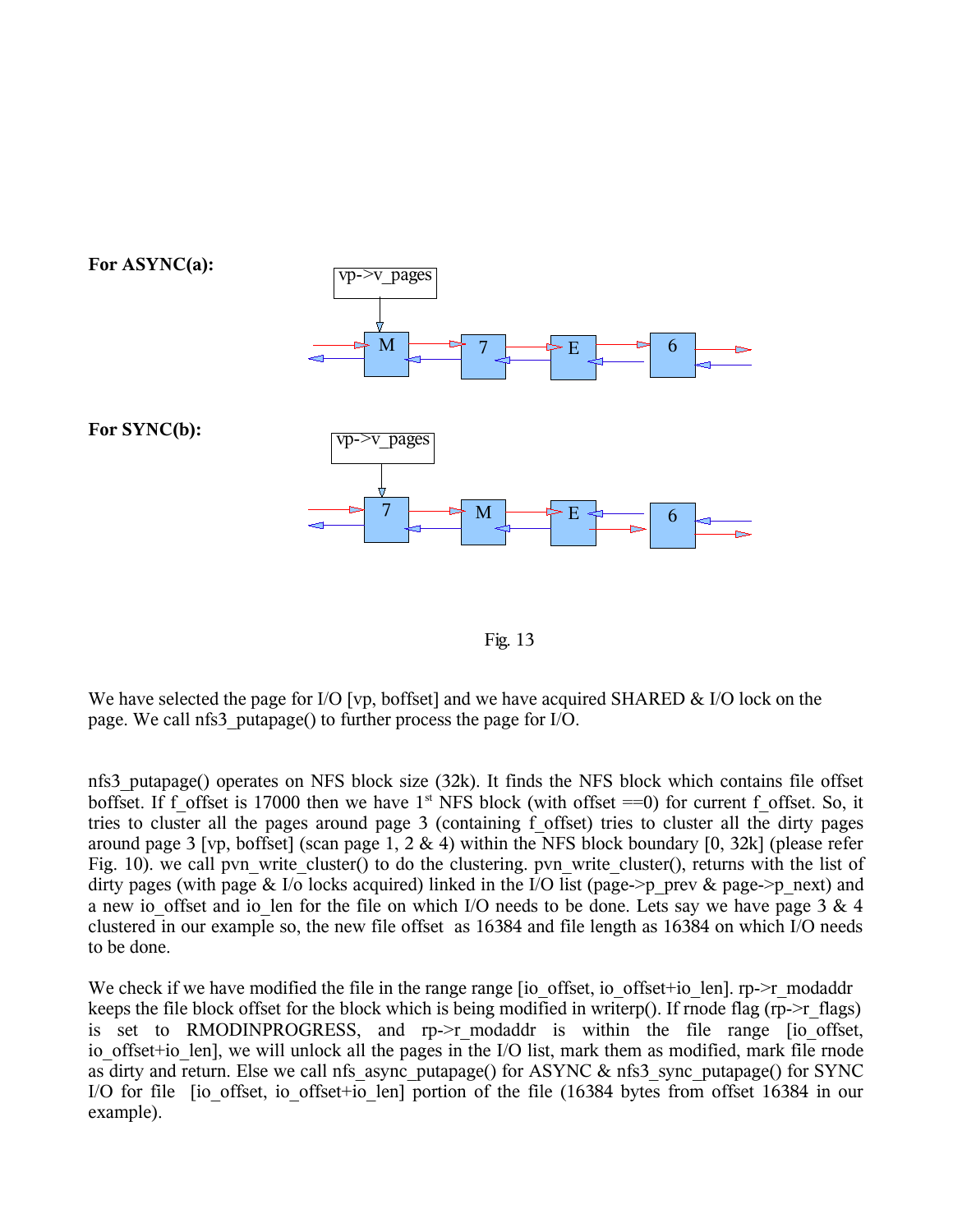**For ASYNC(a):**

vp->v_pages

M 7 E 6

**For SYNC(b):**

vp->v_pages

7 M E 6

Fig. 13

We have selected the page for I/O [vp, boffset] and we have acquired SHARED & I/O lock on the page. We call nfs3_putapage() to further process the page for I/O.

nfs3_putapage() operates on NFS block size (32k). It finds the NFS block which contains file offset boffset. If f_offset is 17000 then we have 1st NFS block (with offset ==0) for current f_offset. So, it tries to cluster all the pages around page 3 (containing f_offset) tries to cluster all the dirty pages around page 3 [vp, boffset] (scan page 1, 2 & 4) within the NFS block boundary [0, 32k] (please refer Fig. 10). we call pvn_write_cluster() to do the clustering. pvn_write_cluster(), returns with the list of dirty pages (with page & I/o locks acquired) linked in the I/O list (page->p_prev & page->p_next) and a new io_offset and io_len for the file on which I/O needs to be done. Lets say we have page 3 & 4 clustered in our example so, the new file offset as 16384 and file length as 16384 on which I/O needs to be done.

We check if we have modified the file in the range range [io_offset, io_offset+io_len]. rp->r_modaddr keeps the file block offset for the block which is being modified in writerp(). If rnode flag (rp->r_flags) is set to RMODINPROGRESS, and rp->r_modaddr is within the file range [io_offset, io_offset+io_len], we will unlock all the pages in the I/O list, mark them as modified, mark file rnode as dirty and return. Else we call nfs_async_putapage() for ASYNC & nfs3_sync_putapage() for SYNC I/O for file [io_offset, io_offset+io_len] portion of the file (16384 bytes from offset 16384 in our example).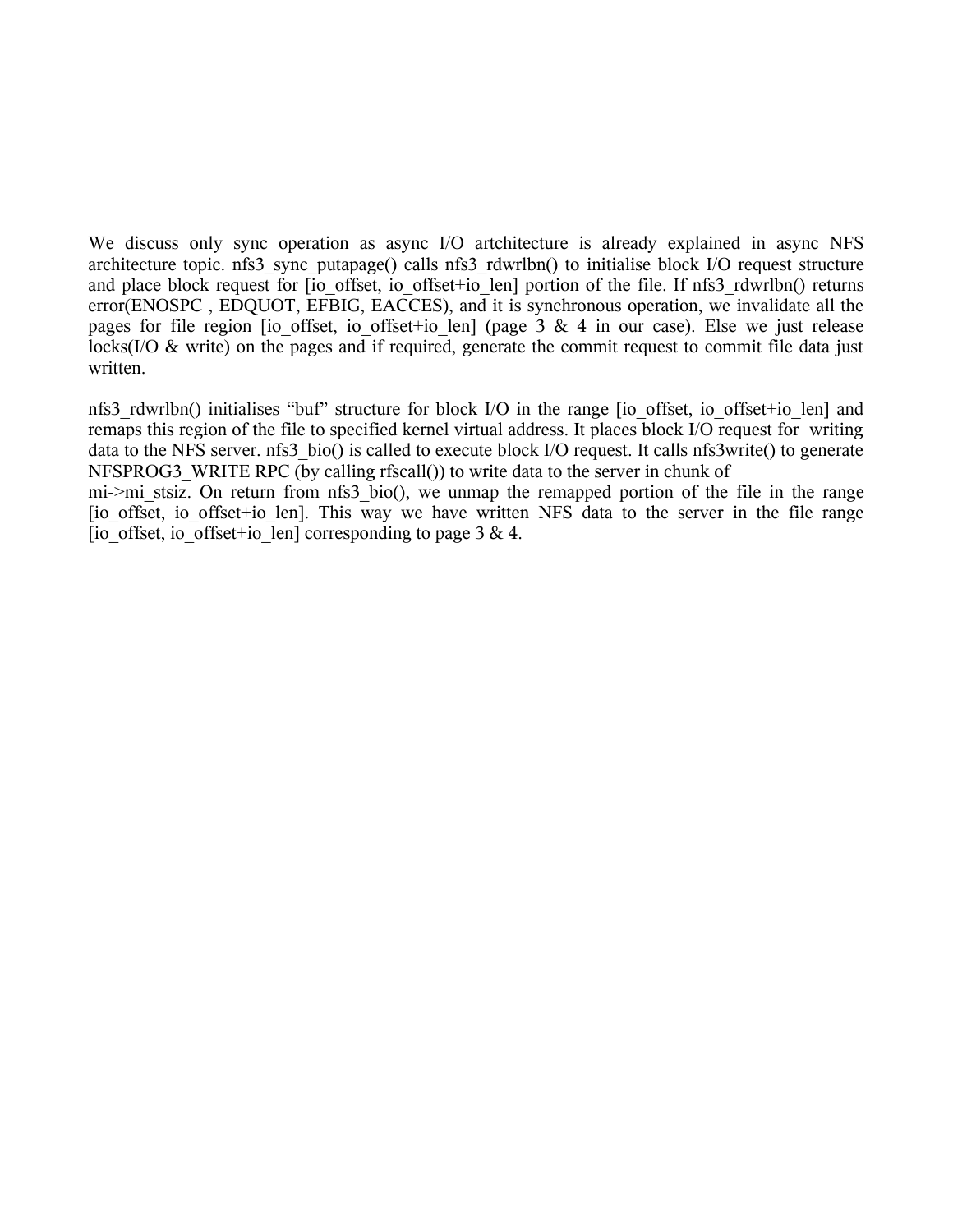We discuss only sync operation as async I/O artchitecture is already explained in async NFS architecture topic. nfs3_sync_putapage() calls nfs3_rdwrlbn() to initialise block I/O request structure and place block request for [io_offset, io_offset+io_len] portion of the file. If nfs3_rdwrlbn() returns error(ENOSPC , EDQUOT, EFBIG, EACCES), and it is synchronous operation, we invalidate all the pages for file region [io_offset, io_offset+io_len] (page 3 & 4 in our case). Else we just release locks(I/O & write) on the pages and if required, generate the commit request to commit file data just written.

nfs3_rdwrlbn() initialises "buf" structure for block I/O in the range [io_offset, io_offset+io_len] and remaps this region of the file to specified kernel virtual address. It places block I/O request for writing data to the NFS server. nfs3_bio() is called to execute block I/O request. It calls nfs3write() to generate NFSPROG3_WRITE RPC (by calling rfscall()) to write data to the server in chunk of mi->mi_stsiz. On return from nfs3_bio(), we unmap the remapped portion of the file in the range [io_offset, io_offset+io_len]. This way we have written NFS data to the server in the file range [io_offset, io_offset+io_len] corresponding to page 3 & 4.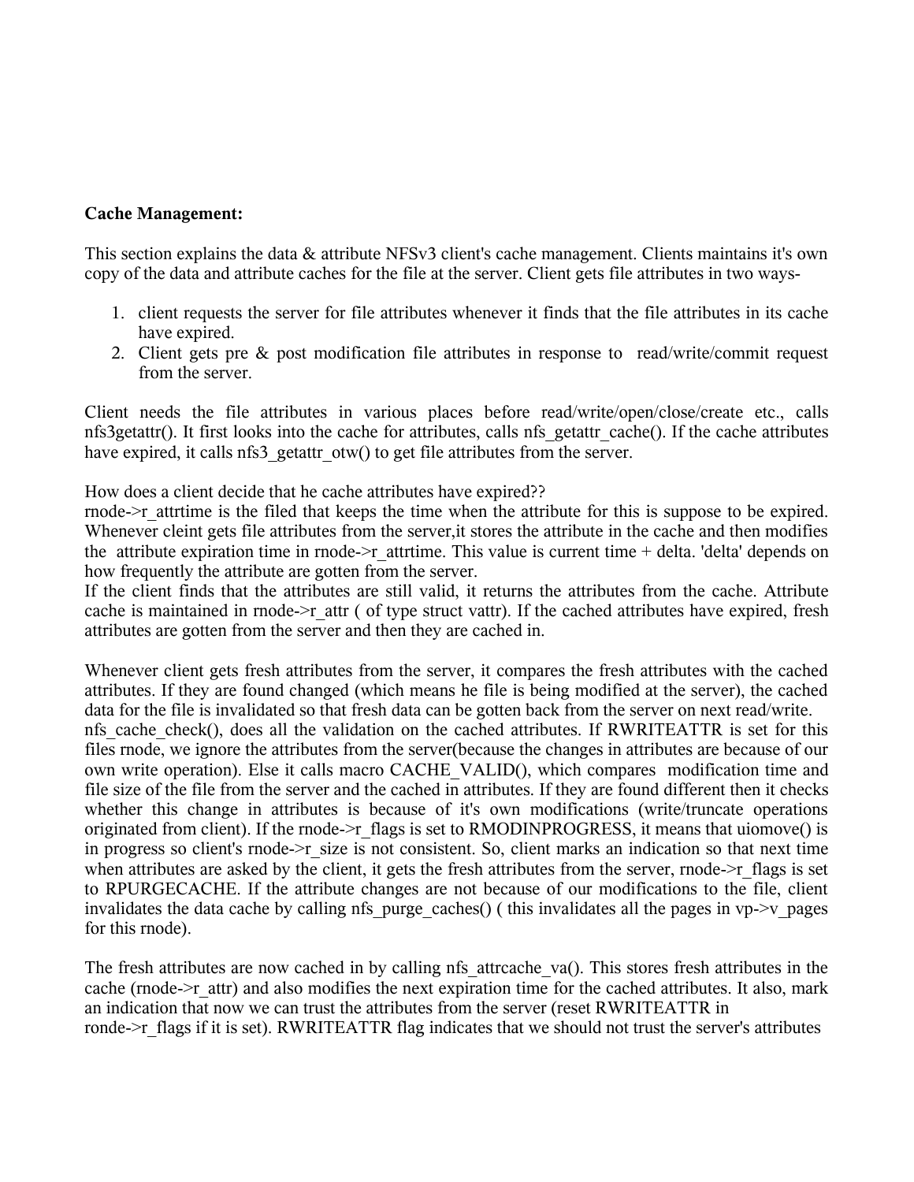**Cache Management:**

This section explains the data & attribute NFSv3 client's cache management. Clients maintains it's own copy of the data and attribute caches for the file at the server. Client gets file attributes in two ways-

1. client requests the server for file attributes whenever it finds that the file attributes in its cache have expired.
2. Client gets pre & post modification file attributes in response to read/write/commit request from the server.

Client needs the file attributes in various places before read/write/open/close/create etc., calls nfs3getattr(). It first looks into the cache for attributes, calls nfs_getattr_cache(). If the cache attributes have expired, it calls nfs3_getattr_otw() to get file attributes from the server.

How does a client decide that he cache attributes have expired??
rnode->r_attrtime is the filed that keeps the time when the attribute for this is suppose to be expired. Whenever cleint gets file attributes from the server,it stores the attribute in the cache and then modifies the attribute expiration time in rnode->r_attrtime. This value is current time + delta. 'delta' depends on how frequently the attribute are gotten from the server.
If the client finds that the attributes are still valid, it returns the attributes from the cache. Attribute cache is maintained in rnode->r_attr ( of type struct vattr). If the cached attributes have expired, fresh attributes are gotten from the server and then they are cached in.

Whenever client gets fresh attributes from the server, it compares the fresh attributes with the cached attributes. If they are found changed (which means he file is being modified at the server), the cached data for the file is invalidated so that fresh data can be gotten back from the server on next read/write.
nfs_cache_check(), does all the validation on the cached attributes. If RWRITEATTR is set for this files rnode, we ignore the attributes from the server(because the changes in attributes are because of our own write operation). Else it calls macro CACHE_VALID(), which compares modification time and file size of the file from the server and the cached in attributes. If they are found different then it checks whether this change in attributes is because of it's own modifications (write/truncate operations originated from client). If the rnode->r_flags is set to RMODINPROGRESS, it means that uiomove() is in progress so client's rnode->r_size is not consistent. So, client marks an indication so that next time when attributes are asked by the client, it gets the fresh attributes from the server, rnode->r_flags is set to RPURGECACHE. If the attribute changes are not because of our modifications to the file, client invalidates the data cache by calling nfs_purge_caches() ( this invalidates all the pages in vp->v_pages for this rnode).

The fresh attributes are now cached in by calling nfs_attrcache_va(). This stores fresh attributes in the cache (rnode->r_attr) and also modifies the next expiration time for the cached attributes. It also, mark an indication that now we can trust the attributes from the server (reset RWRITEATTR in ronde->r_flags if it is set). RWRITEATTR flag indicates that we should not trust the server's attributes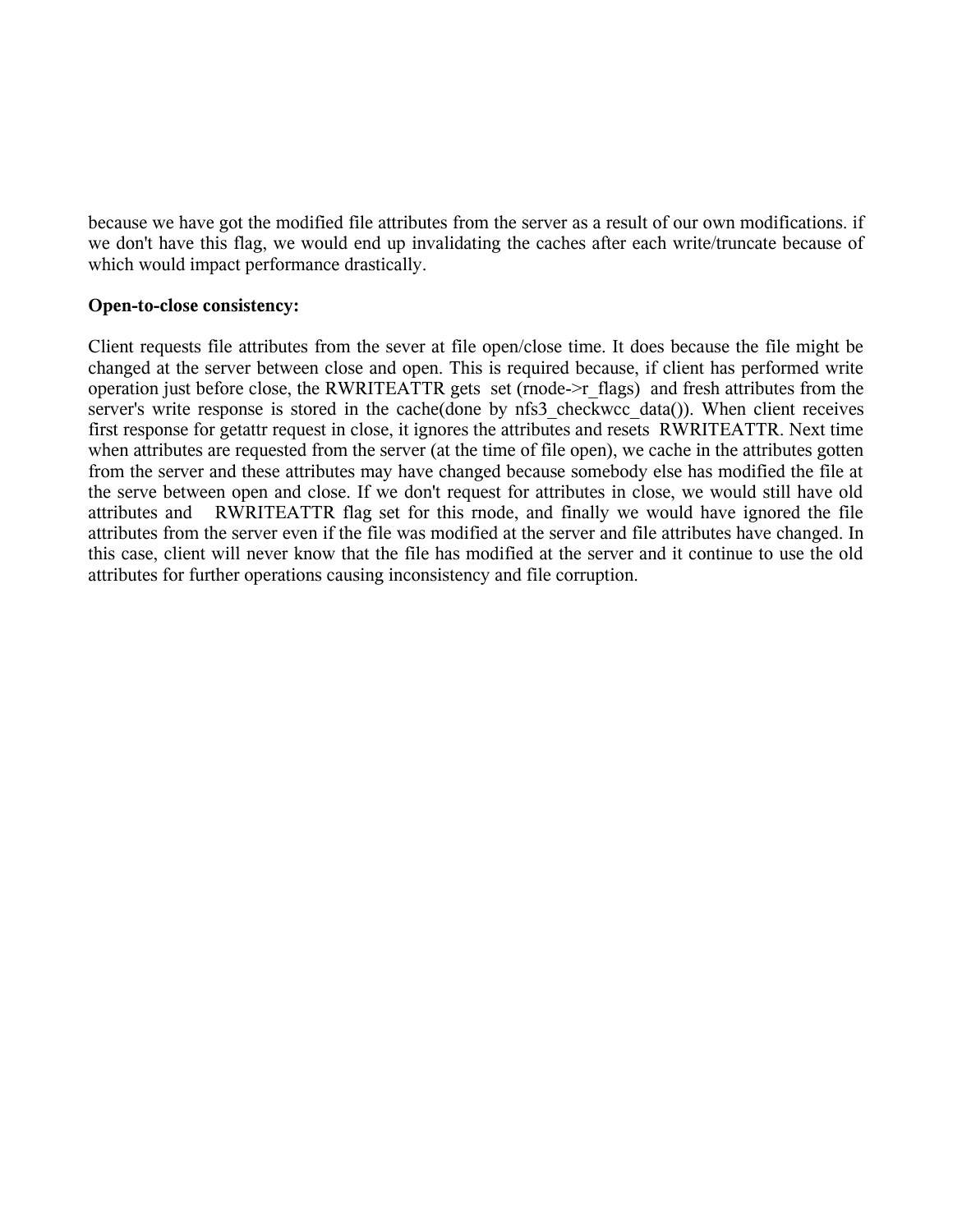because we have got the modified file attributes from the server as a result of our own modifications. if we don't have this flag, we would end up invalidating the caches after each write/truncate because of which would impact performance drastically.

**Open-to-close consistency:**

Client requests file attributes from the sever at file open/close time. It does because the file might be changed at the server between close and open. This is required because, if client has performed write operation just before close, the RWRITEATTR gets set (rnode->r_flags) and fresh attributes from the server's write response is stored in the cache(done by nfs3_checkwcc_data()). When client receives first response for getattr request in close, it ignores the attributes and resets RWRITEATTR. Next time when attributes are requested from the server (at the time of file open), we cache in the attributes gotten from the server and these attributes may have changed because somebody else has modified the file at the serve between open and close. If we don't request for attributes in close, we would still have old attributes and RWRITEATTR flag set for this rnode, and finally we would have ignored the file attributes from the server even if the file was modified at the server and file attributes have changed. In this case, client will never know that the file has modified at the server and it continue to use the old attributes for further operations causing inconsistency and file corruption.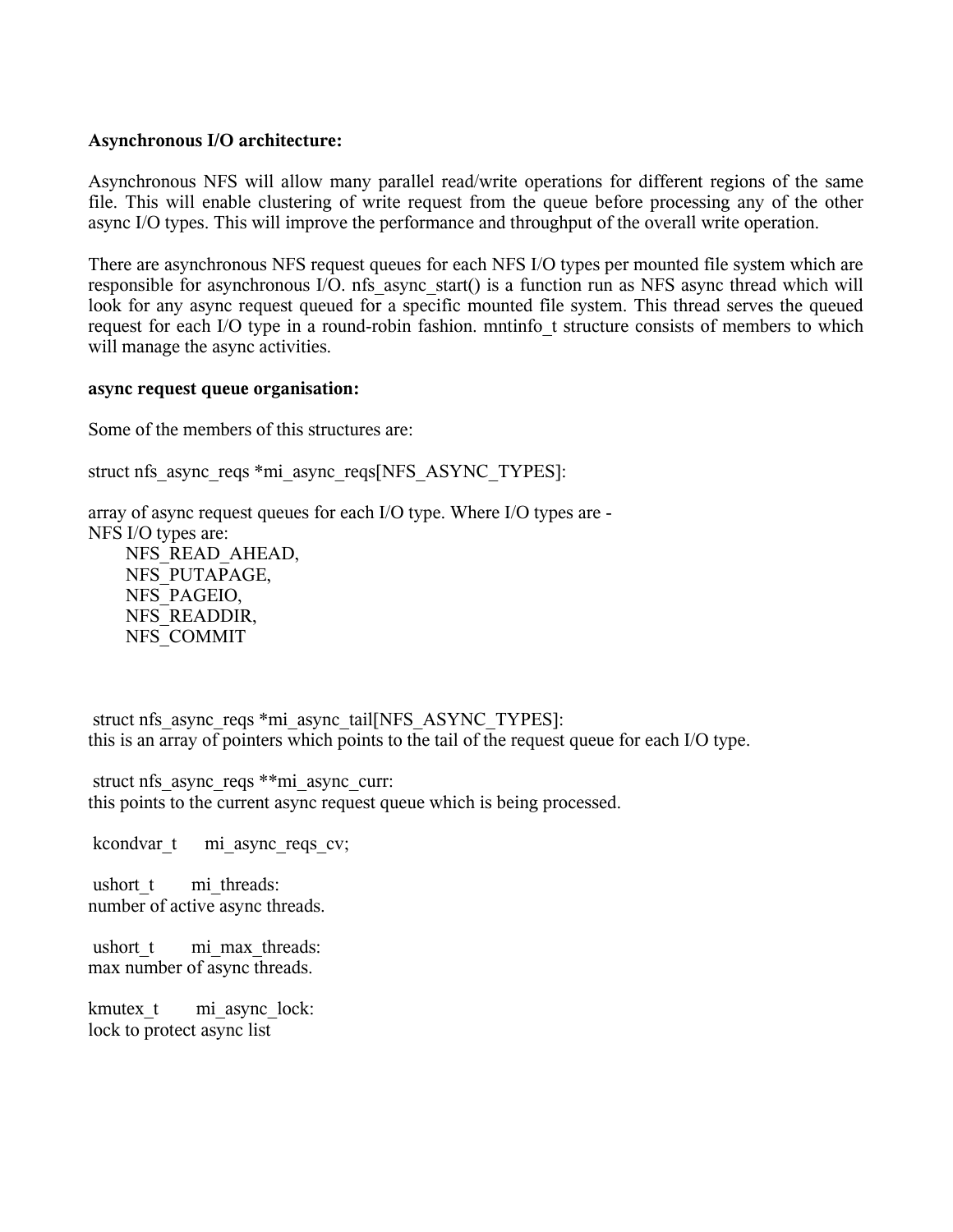**Asynchronous I/O architecture:**

Asynchronous NFS will allow many parallel read/write operations for different regions of the same file. This will enable clustering of write request from the queue before processing any of the other async I/O types. This will improve the performance and throughput of the overall write operation.

There are asynchronous NFS request queues for each NFS I/O types per mounted file system which are responsible for asynchronous I/O. nfs_async_start() is a function run as NFS async thread which will look for any async request queued for a specific mounted file system. This thread serves the queued request for each I/O type in a round-robin fashion. mntinfo_t structure consists of members to which will manage the async activities.

**async request queue organisation:**

Some of the members of this structures are:

struct nfs_async_reqs *mi_async_reqs[NFS_ASYNC_TYPES]:

array of async request queues for each I/O type. Where I/O types are -
NFS I/O types are:
 NFS_READ_AHEAD,
 NFS_PUTAPAGE,
 NFS_PAGEIO,
 NFS_READDIR,
 NFS_COMMIT

struct nfs_async_reqs *mi_async_tail[NFS_ASYNC_TYPES]:
this is an array of pointers which points to the tail of the request queue for each I/O type.

struct nfs_async_reqs **mi_async_curr:
this points to the current async request queue which is being processed.

kcondvar_t mi_async_reqs_cv;

ushort_t mi_threads:
number of active async threads.

ushort_t mi_max_threads:
max number of async threads.

kmutex_t mi_async_lock:
lock to protect async list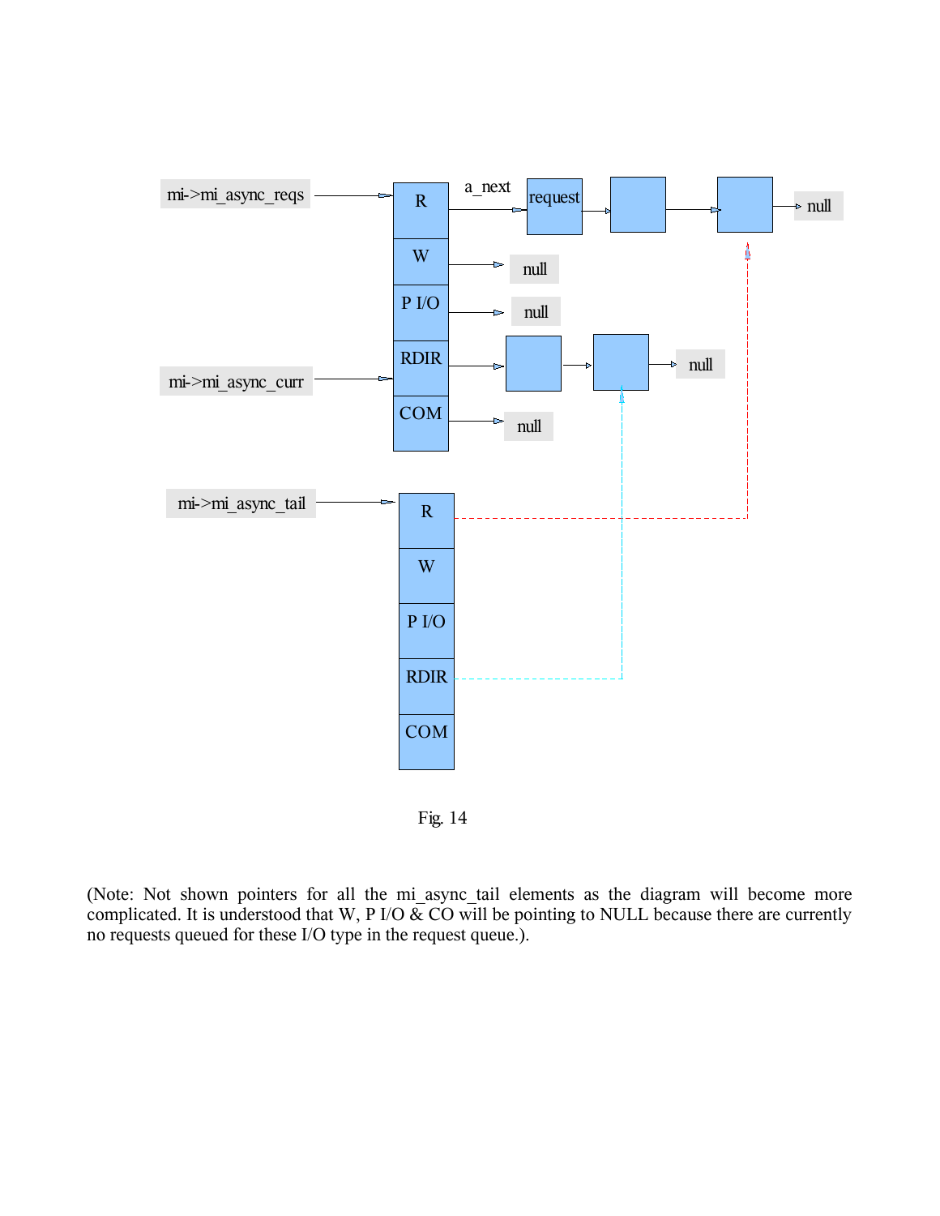Fig. 14

(Note: Not shown pointers for all the mi_async_tail elements as the diagram will become more complicated. It is understood that W, P I/O & CO will be pointing to NULL because there are currently no requests queued for these I/O type in the request queue.).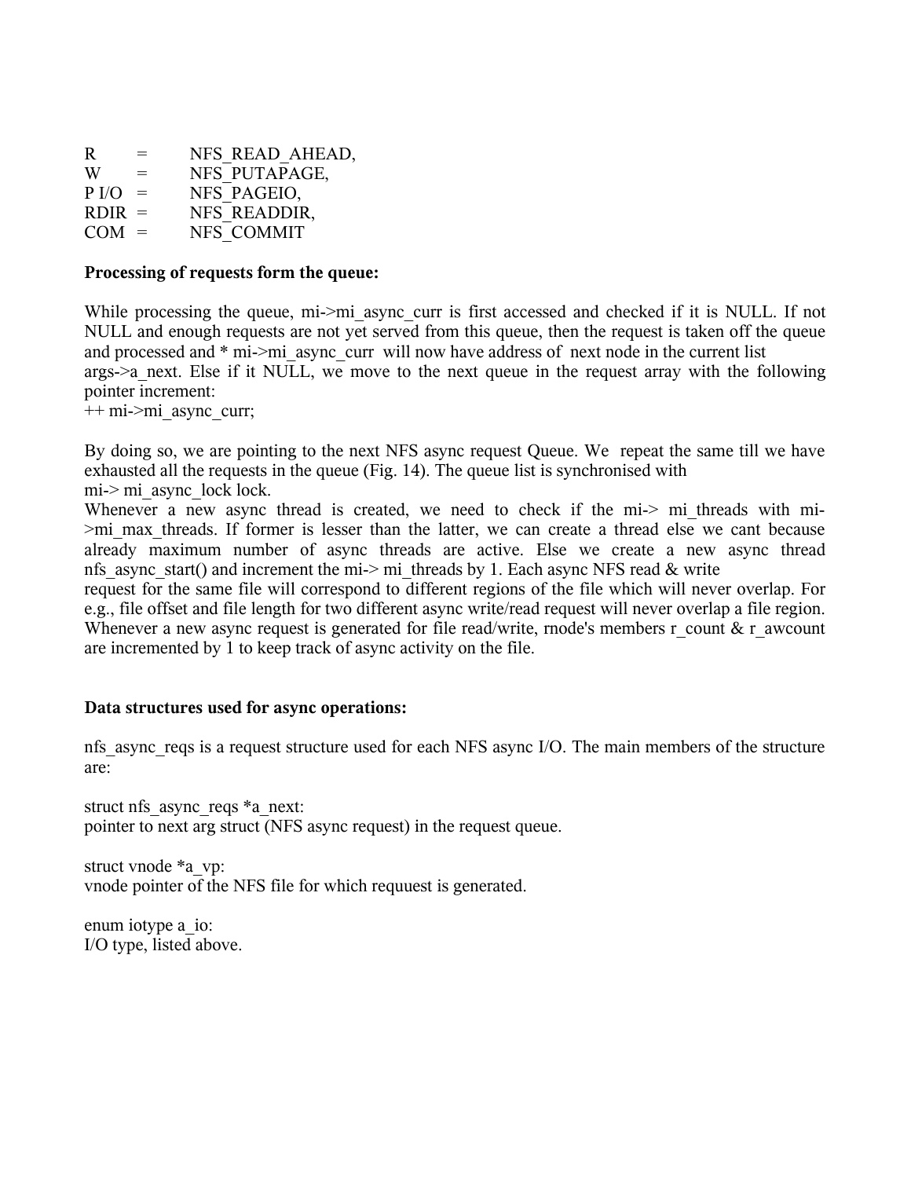R = NFS_READ_AHEAD,
W = NFS_PUTAPAGE,
P I/O = NFS_PAGEIO,
RDIR = NFS_READDIR,
COM = NFS_COMMIT

**Processing of requests form the queue:**

While processing the queue, mi->mi_async_curr is first accessed and checked if it is NULL. If not NULL and enough requests are not yet served from this queue, then the request is taken off the queue and processed and * mi->mi_async_curr will now have address of next node in the current list args->a_next. Else if it NULL, we move to the next queue in the request array with the following pointer increment:
++ mi->mi_async_curr;

By doing so, we are pointing to the next NFS async request Queue. We repeat the same till we have exhausted all the requests in the queue (Fig. 14). The queue list is synchronised with mi-> mi_async_lock lock.
Whenever a new async thread is created, we need to check if the mi-> mi_threads with mi->mi_max_threads. If former is lesser than the latter, we can create a thread else we cant because already maximum number of async threads are active. Else we create a new async thread nfs_async_start() and increment the mi-> mi_threads by 1. Each async NFS read & write request for the same file will correspond to different regions of the file which will never overlap. For e.g., file offset and file length for two different async write/read request will never overlap a file region. Whenever a new async request is generated for file read/write, rnode's members r_count & r_awcount are incremented by 1 to keep track of async activity on the file.

**Data structures used for async operations:**

nfs_async_reqs is a request structure used for each NFS async I/O. The main members of the structure are:

struct nfs_async_reqs *a_next:
pointer to next arg struct (NFS async request) in the request queue.

struct vnode *a_vp:
vnode pointer of the NFS file for which requuest is generated.

enum iotype a_io:
I/O type, listed above.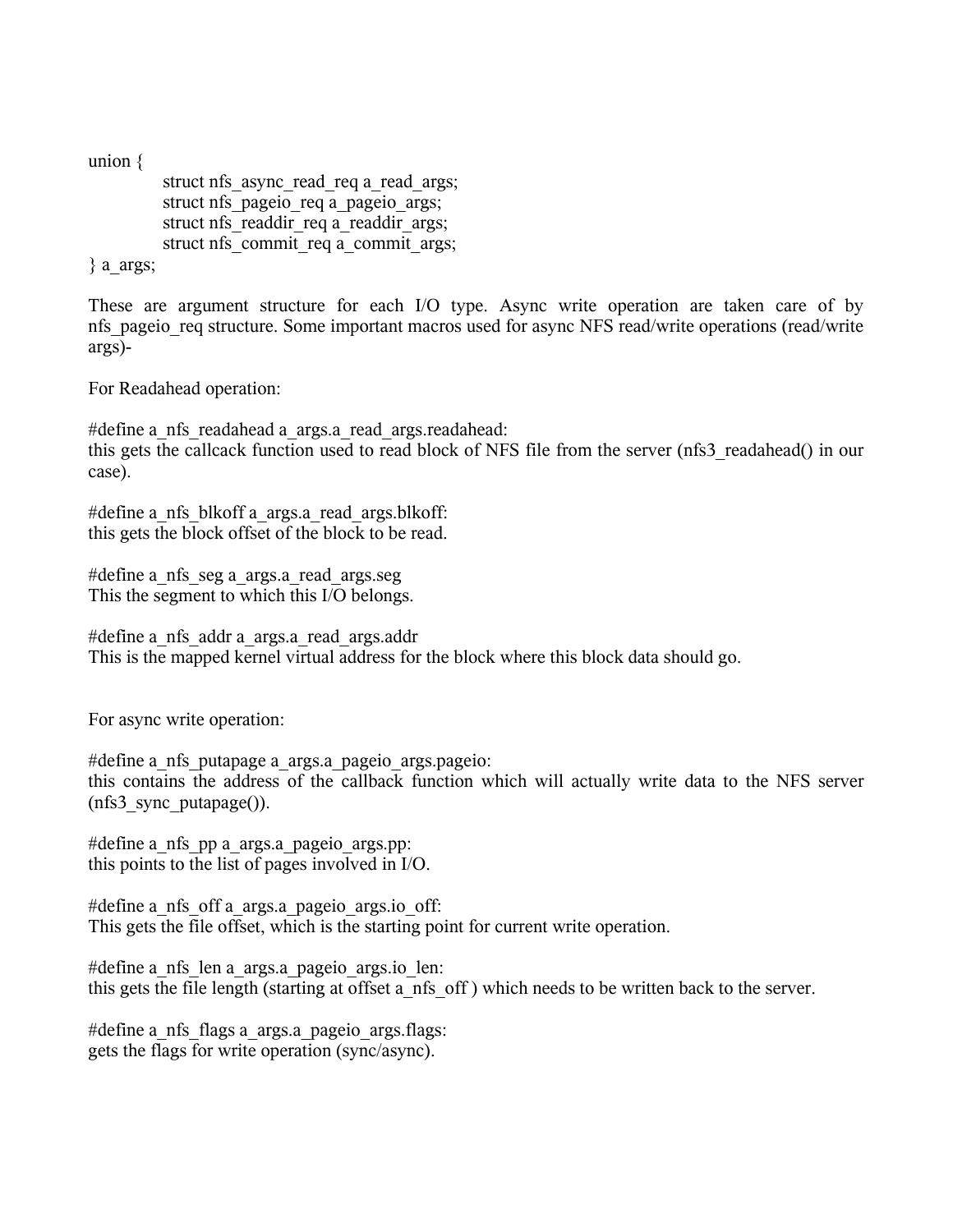```
union {
        struct nfs_async_read_req a_read_args;
        struct nfs_pageio_req a_pageio_args;
        struct nfs_readdir_req a_readdir_args;
        struct nfs_commit_req a_commit_args;
} a_args;
```

These are argument structure for each I/O type. Async write operation are taken care of by nfs_pageio_req structure. Some important macros used for async NFS read/write operations (read/write args)-

For Readahead operation:

#define a_nfs_readahead a_args.a_read_args.readahead:
this gets the callcack function used to read block of NFS file from the server (nfs3_readahead() in our case).

#define a_nfs_blkoff a_args.a_read_args.blkoff:
this gets the block offset of the block to be read.

#define a_nfs_seg a_args.a_read_args.seg
This the segment to which this I/O belongs.

#define a_nfs_addr a_args.a_read_args.addr
This is the mapped kernel virtual address for the block where this block data should go.

For async write operation:

#define a_nfs_putapage a_args.a_pageio_args.pageio:
this contains the address of the callback function which will actually write data to the NFS server (nfs3_sync_putapage()).

#define a_nfs_pp a_args.a_pageio_args.pp:
this points to the list of pages involved in I/O.

#define a_nfs_off a_args.a_pageio_args.io_off:
This gets the file offset, which is the starting point for current write operation.

#define a_nfs_len a_args.a_pageio_args.io_len:
this gets the file length (starting at offset a_nfs_off ) which needs to be written back to the server.

#define a_nfs_flags a_args.a_pageio_args.flags:
gets the flags for write operation (sync/async).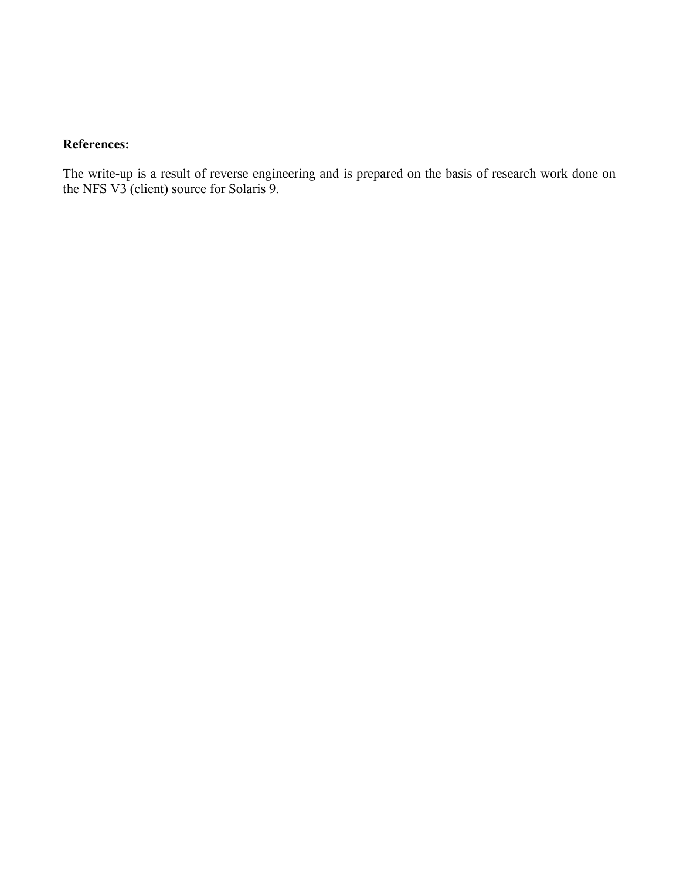**References:**

The write-up is a result of reverse engineering and is prepared on the basis of research work done on the NFS V3 (client) source for Solaris 9.